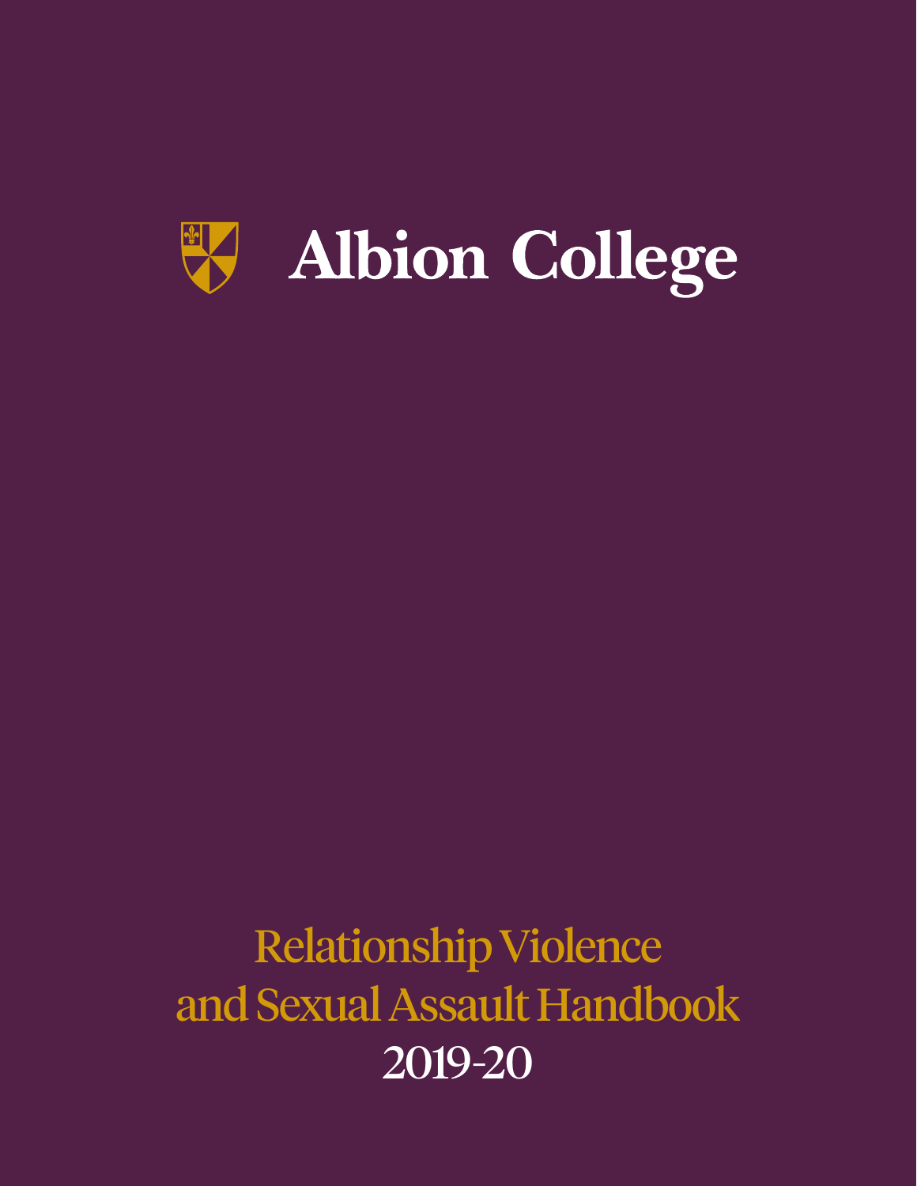# Albion College

## Relationship Violence and Sexual Assault Handbook

2019-20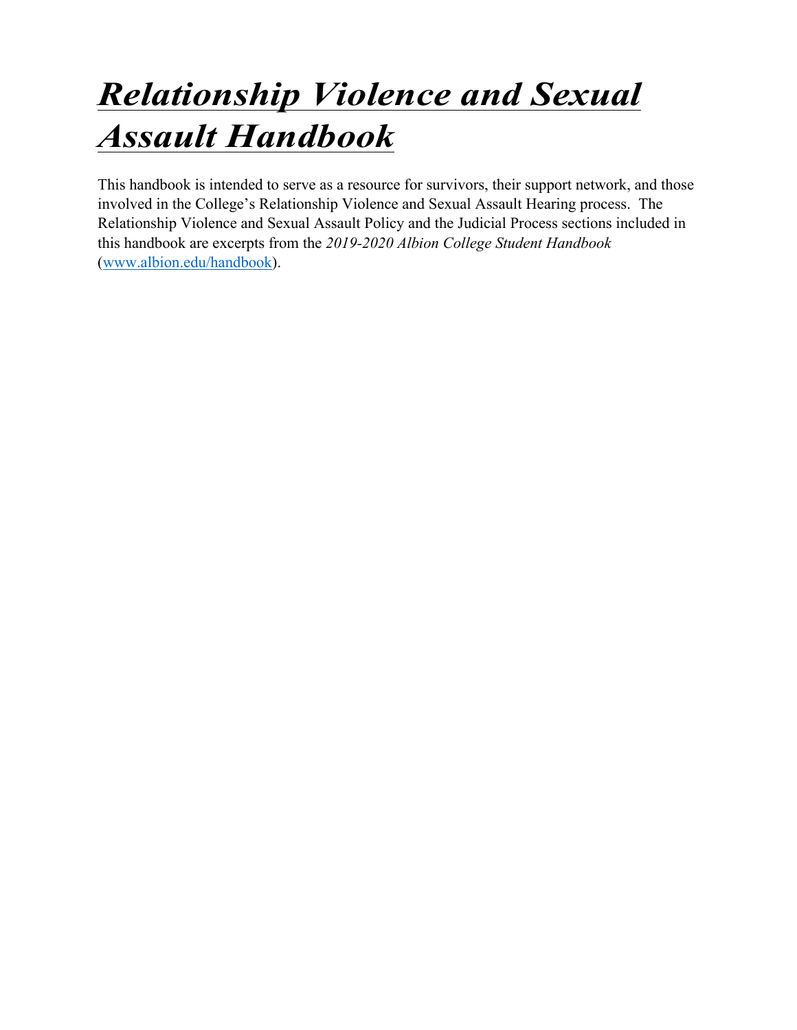# ***Relationship Violence and Sexual Assault Handbook***

This handbook is intended to serve as a resource for survivors, their support network, and those involved in the College's Relationship Violence and Sexual Assault Hearing process. The Relationship Violence and Sexual Assault Policy and the Judicial Process sections included in this handbook are excerpts from the *2019-2020 Albion College Student Handbook* ([www.albion.edu/handbook](http://www.albion.edu/handbook)).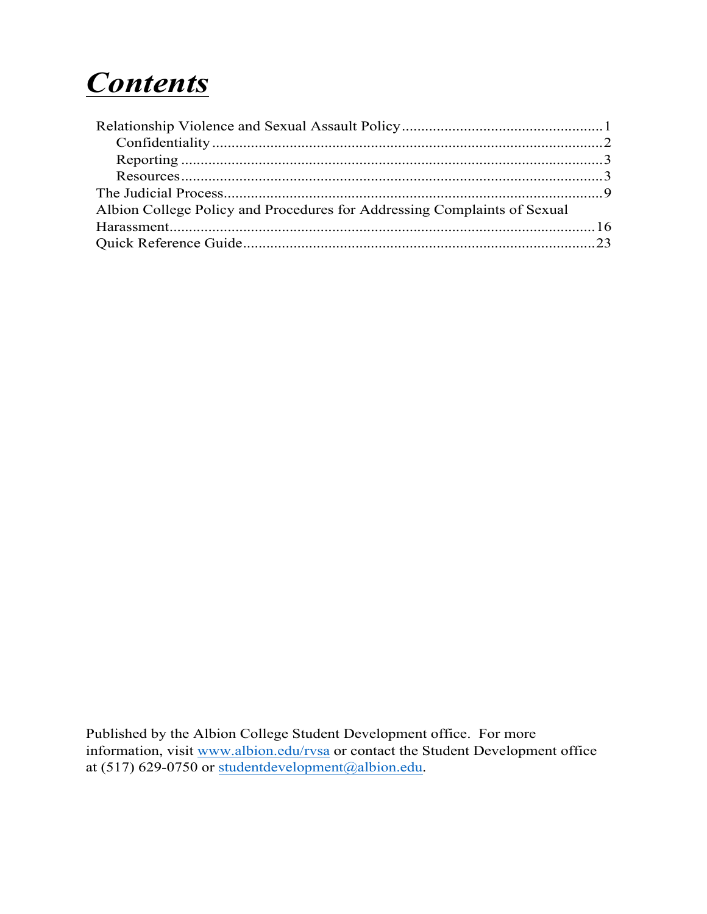# ***Contents***

Relationship Violence and Sexual Assault Policy....................................................1
- Confidentiality.....................................................................................................2
- Reporting ............................................................................................................3
- Resources............................................................................................................3

The Judicial Process.................................................................................................9
Albion College Policy and Procedures for Addressing Complaints of Sexual Harassment..............................................................................................16
Quick Reference Guide..........................................................................................23

Published by the Albion College Student Development office. For more information, visit www.albion.edu/rvsa or contact the Student Development office at (517) 629-0750 or studentdevelopment@albion.edu.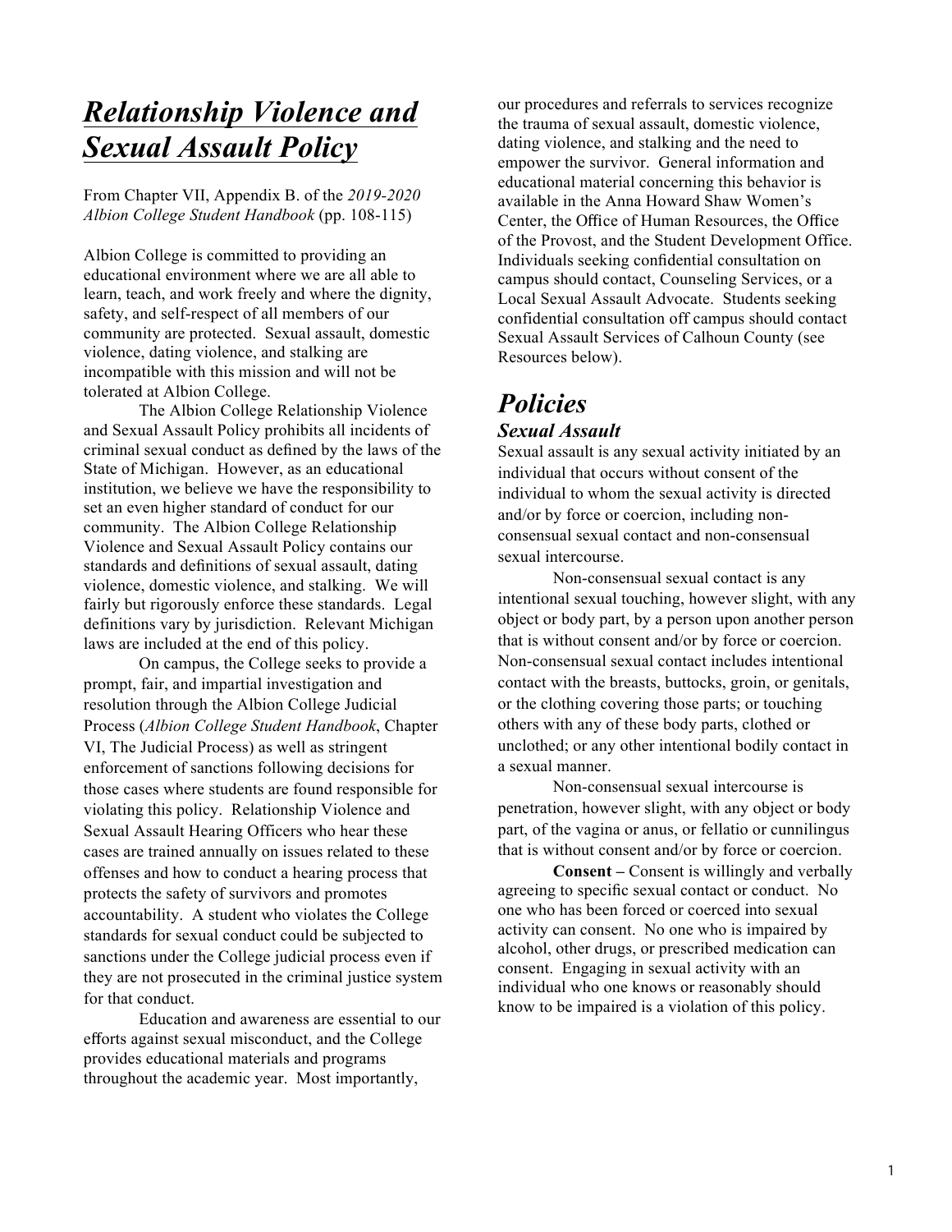# *Relationship Violence and Sexual Assault Policy*

From Chapter VII, Appendix B. of the *2019-2020 Albion College Student Handbook* (pp. 108-115)

Albion College is committed to providing an educational environment where we are all able to learn, teach, and work freely and where the dignity, safety, and self-respect of all members of our community are protected. Sexual assault, domestic violence, dating violence, and stalking are incompatible with this mission and will not be tolerated at Albion College.

The Albion College Relationship Violence and Sexual Assault Policy prohibits all incidents of criminal sexual conduct as defined by the laws of the State of Michigan. However, as an educational institution, we believe we have the responsibility to set an even higher standard of conduct for our community. The Albion College Relationship Violence and Sexual Assault Policy contains our standards and definitions of sexual assault, dating violence, domestic violence, and stalking. We will fairly but rigorously enforce these standards. Legal definitions vary by jurisdiction. Relevant Michigan laws are included at the end of this policy.

On campus, the College seeks to provide a prompt, fair, and impartial investigation and resolution through the Albion College Judicial Process (*Albion College Student Handbook*, Chapter VI, The Judicial Process) as well as stringent enforcement of sanctions following decisions for those cases where students are found responsible for violating this policy. Relationship Violence and Sexual Assault Hearing Officers who hear these cases are trained annually on issues related to these offenses and how to conduct a hearing process that protects the safety of survivors and promotes accountability. A student who violates the College standards for sexual conduct could be subjected to sanctions under the College judicial process even if they are not prosecuted in the criminal justice system for that conduct.

Education and awareness are essential to our efforts against sexual misconduct, and the College provides educational materials and programs throughout the academic year. Most importantly, our procedures and referrals to services recognize the trauma of sexual assault, domestic violence, dating violence, and stalking and the need to empower the survivor. General information and educational material concerning this behavior is available in the Anna Howard Shaw Women's Center, the Office of Human Resources, the Office of the Provost, and the Student Development Office. Individuals seeking confidential consultation on campus should contact, Counseling Services, or a Local Sexual Assault Advocate. Students seeking confidential consultation off campus should contact Sexual Assault Services of Calhoun County (see Resources below).

# *Policies*

### *Sexual Assault*

Sexual assault is any sexual activity initiated by an individual that occurs without consent of the individual to whom the sexual activity is directed and/or by force or coercion, including non-consensual sexual contact and non-consensual sexual intercourse.

Non-consensual sexual contact is any intentional sexual touching, however slight, with any object or body part, by a person upon another person that is without consent and/or by force or coercion. Non-consensual sexual contact includes intentional contact with the breasts, buttocks, groin, or genitals, or the clothing covering those parts; or touching others with any of these body parts, clothed or unclothed; or any other intentional bodily contact in a sexual manner.

Non-consensual sexual intercourse is penetration, however slight, with any object or body part, of the vagina or anus, or fellatio or cunnilingus that is without consent and/or by force or coercion.

**Consent –** Consent is willingly and verbally agreeing to specific sexual contact or conduct. No one who has been forced or coerced into sexual activity can consent. No one who is impaired by alcohol, other drugs, or prescribed medication can consent. Engaging in sexual activity with an individual who one knows or reasonably should know to be impaired is a violation of this policy.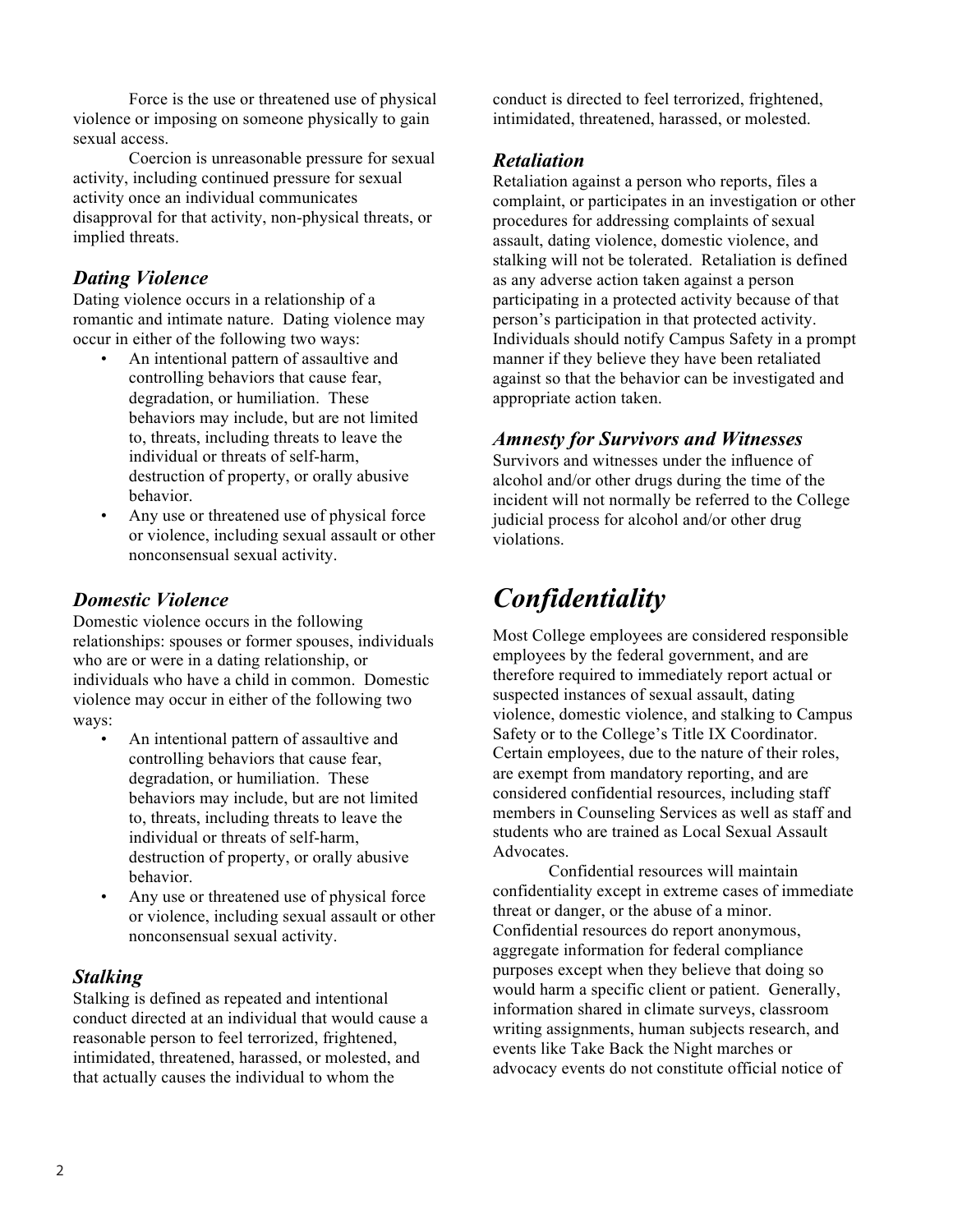Force is the use or threatened use of physical violence or imposing on someone physically to gain sexual access.

Coercion is unreasonable pressure for sexual activity, including continued pressure for sexual activity once an individual communicates disapproval for that activity, non-physical threats, or implied threats.

### *Dating Violence*

Dating violence occurs in a relationship of a romantic and intimate nature. Dating violence may occur in either of the following two ways:

- An intentional pattern of assaultive and controlling behaviors that cause fear, degradation, or humiliation. These behaviors may include, but are not limited to, threats, including threats to leave the individual or threats of self-harm, destruction of property, or orally abusive behavior.
- Any use or threatened use of physical force or violence, including sexual assault or other nonconsensual sexual activity.

### *Domestic Violence*

Domestic violence occurs in the following relationships: spouses or former spouses, individuals who are or were in a dating relationship, or individuals who have a child in common. Domestic violence may occur in either of the following two ways:

- An intentional pattern of assaultive and controlling behaviors that cause fear, degradation, or humiliation. These behaviors may include, but are not limited to, threats, including threats to leave the individual or threats of self-harm, destruction of property, or orally abusive behavior.
- Any use or threatened use of physical force or violence, including sexual assault or other nonconsensual sexual activity.

### *Stalking*

Stalking is defined as repeated and intentional conduct directed at an individual that would cause a reasonable person to feel terrorized, frightened, intimidated, threatened, harassed, or molested, and that actually causes the individual to whom the conduct is directed to feel terrorized, frightened, intimidated, threatened, harassed, or molested.

### *Retaliation*

Retaliation against a person who reports, files a complaint, or participates in an investigation or other procedures for addressing complaints of sexual assault, dating violence, domestic violence, and stalking will not be tolerated. Retaliation is defined as any adverse action taken against a person participating in a protected activity because of that person's participation in that protected activity. Individuals should notify Campus Safety in a prompt manner if they believe they have been retaliated against so that the behavior can be investigated and appropriate action taken.

### *Amnesty for Survivors and Witnesses*

Survivors and witnesses under the influence of alcohol and/or other drugs during the time of the incident will not normally be referred to the College judicial process for alcohol and/or other drug violations.

# *Confidentiality*

Most College employees are considered responsible employees by the federal government, and are therefore required to immediately report actual or suspected instances of sexual assault, dating violence, domestic violence, and stalking to Campus Safety or to the College's Title IX Coordinator. Certain employees, due to the nature of their roles, are exempt from mandatory reporting, and are considered confidential resources, including staff members in Counseling Services as well as staff and students who are trained as Local Sexual Assault Advocates.

Confidential resources will maintain confidentiality except in extreme cases of immediate threat or danger, or the abuse of a minor. Confidential resources do report anonymous, aggregate information for federal compliance purposes except when they believe that doing so would harm a specific client or patient. Generally, information shared in climate surveys, classroom writing assignments, human subjects research, and events like Take Back the Night marches or advocacy events do not constitute official notice of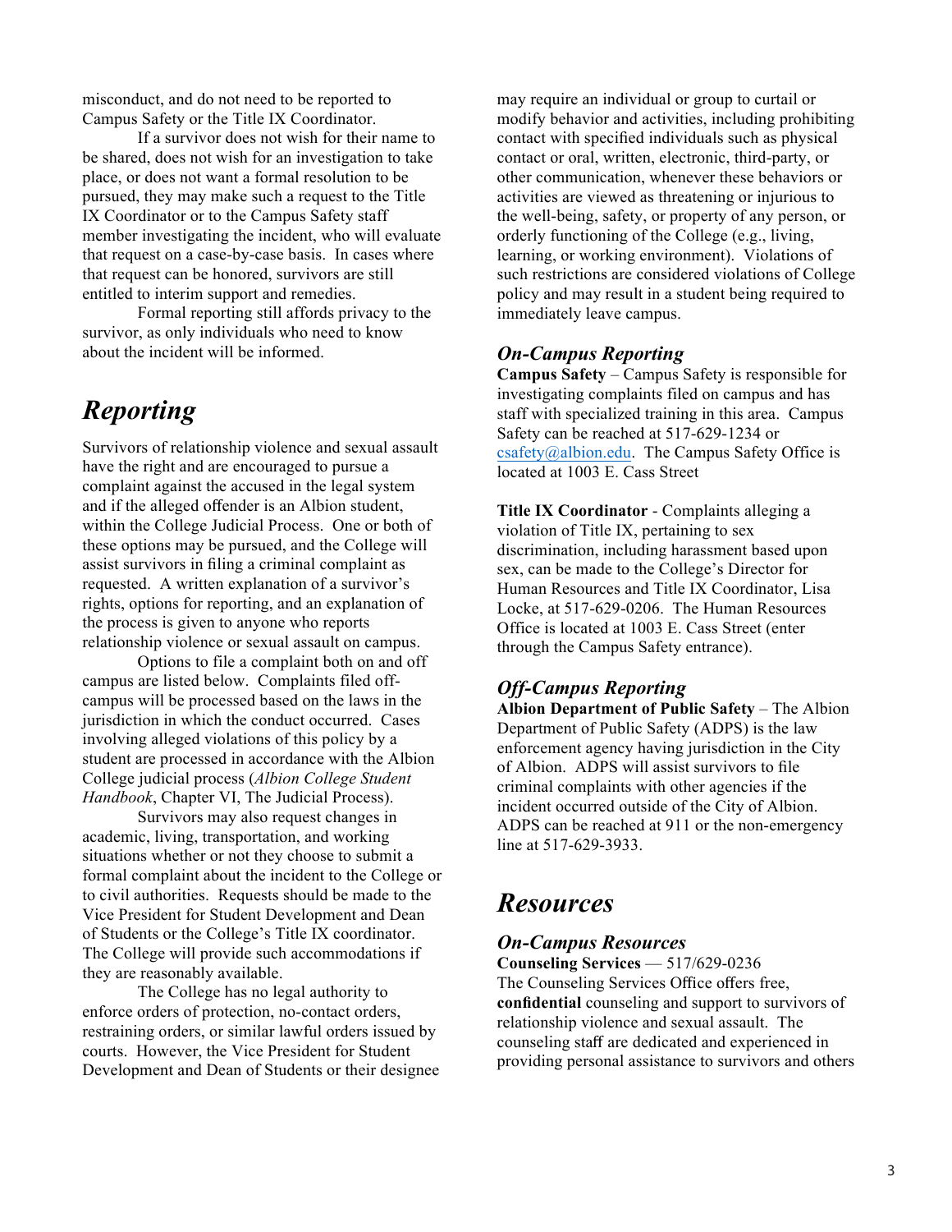misconduct, and do not need to be reported to Campus Safety or the Title IX Coordinator.

If a survivor does not wish for their name to be shared, does not wish for an investigation to take place, or does not want a formal resolution to be pursued, they may make such a request to the Title IX Coordinator or to the Campus Safety staff member investigating the incident, who will evaluate that request on a case-by-case basis. In cases where that request can be honored, survivors are still entitled to interim support and remedies.

Formal reporting still affords privacy to the survivor, as only individuals who need to know about the incident will be informed.

# *Reporting*

Survivors of relationship violence and sexual assault have the right and are encouraged to pursue a complaint against the accused in the legal system and if the alleged offender is an Albion student, within the College Judicial Process. One or both of these options may be pursued, and the College will assist survivors in filing a criminal complaint as requested. A written explanation of a survivor's rights, options for reporting, and an explanation of the process is given to anyone who reports relationship violence or sexual assault on campus.

Options to file a complaint both on and off campus are listed below. Complaints filed off-campus will be processed based on the laws in the jurisdiction in which the conduct occurred. Cases involving alleged violations of this policy by a student are processed in accordance with the Albion College judicial process (*Albion College Student Handbook*, Chapter VI, The Judicial Process).

Survivors may also request changes in academic, living, transportation, and working situations whether or not they choose to submit a formal complaint about the incident to the College or to civil authorities. Requests should be made to the Vice President for Student Development and Dean of Students or the College's Title IX coordinator. The College will provide such accommodations if they are reasonably available.

The College has no legal authority to enforce orders of protection, no-contact orders, restraining orders, or similar lawful orders issued by courts. However, the Vice President for Student Development and Dean of Students or their designee may require an individual or group to curtail or modify behavior and activities, including prohibiting contact with specified individuals such as physical contact or oral, written, electronic, third-party, or other communication, whenever these behaviors or activities are viewed as threatening or injurious to the well-being, safety, or property of any person, or orderly functioning of the College (e.g., living, learning, or working environment). Violations of such restrictions are considered violations of College policy and may result in a student being required to immediately leave campus.

## *On-Campus Reporting*

**Campus Safety** – Campus Safety is responsible for investigating complaints filed on campus and has staff with specialized training in this area. Campus Safety can be reached at 517-629-1234 or csafety@albion.edu. The Campus Safety Office is located at 1003 E. Cass Street

**Title IX Coordinator** - Complaints alleging a violation of Title IX, pertaining to sex discrimination, including harassment based upon sex, can be made to the College's Director for Human Resources and Title IX Coordinator, Lisa Locke, at 517-629-0206. The Human Resources Office is located at 1003 E. Cass Street (enter through the Campus Safety entrance).

## *Off-Campus Reporting*

**Albion Department of Public Safety** – The Albion Department of Public Safety (ADPS) is the law enforcement agency having jurisdiction in the City of Albion. ADPS will assist survivors to file criminal complaints with other agencies if the incident occurred outside of the City of Albion. ADPS can be reached at 911 or the non-emergency line at 517-629-3933.

# *Resources*

## *On-Campus Resources*

**Counseling Services** — 517/629-0236
The Counseling Services Office offers free, **confidential** counseling and support to survivors of relationship violence and sexual assault. The counseling staff are dedicated and experienced in providing personal assistance to survivors and others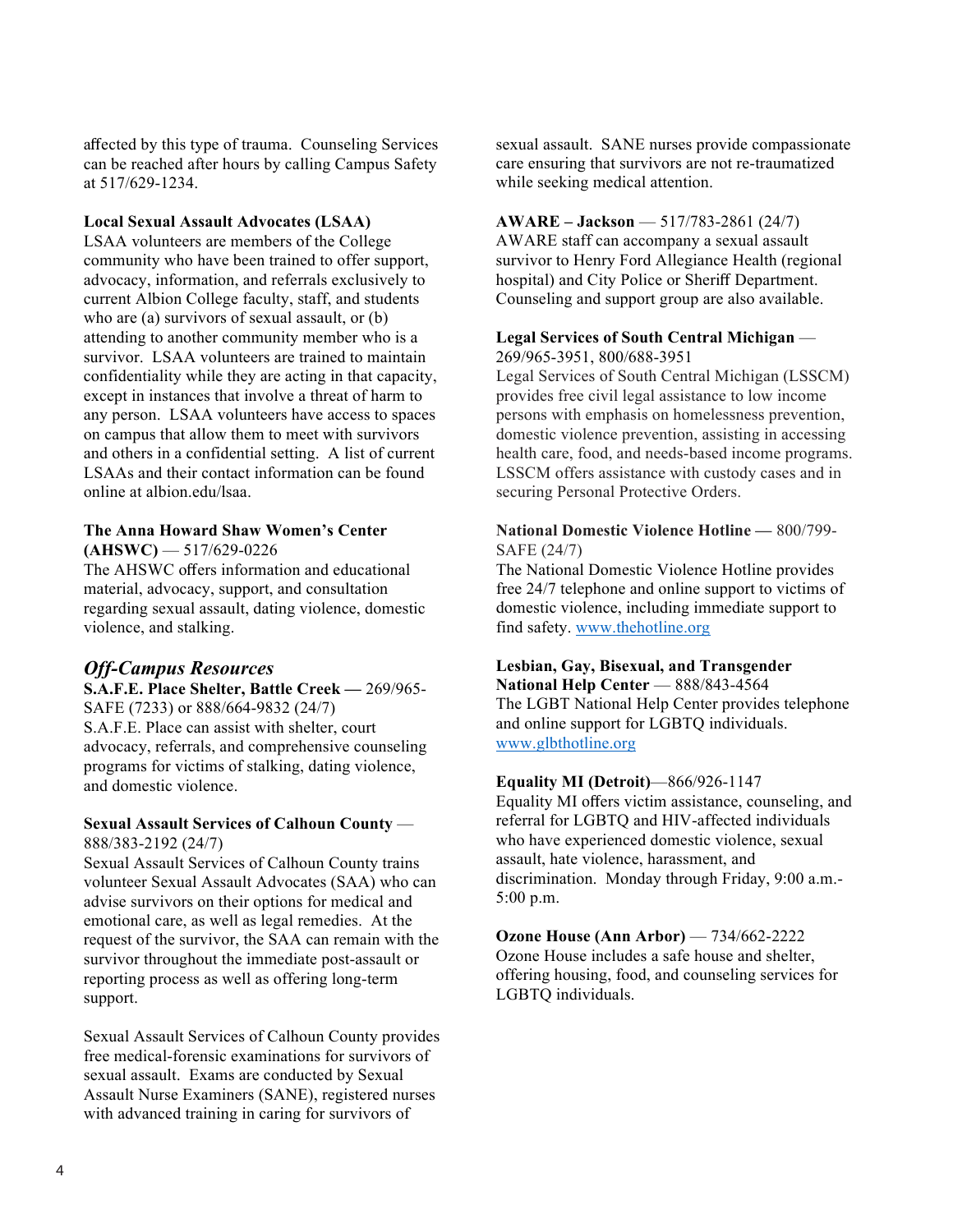affected by this type of trauma. Counseling Services can be reached after hours by calling Campus Safety at 517/629-1234.

**Local Sexual Assault Advocates (LSAA)**
LSAA volunteers are members of the College community who have been trained to offer support, advocacy, information, and referrals exclusively to current Albion College faculty, staff, and students who are (a) survivors of sexual assault, or (b) attending to another community member who is a survivor. LSAA volunteers are trained to maintain confidentiality while they are acting in that capacity, except in instances that involve a threat of harm to any person. LSAA volunteers have access to spaces on campus that allow them to meet with survivors and others in a confidential setting. A list of current LSAAs and their contact information can be found online at albion.edu/lsaa.

**The Anna Howard Shaw Women's Center (AHSWC)** — 517/629-0226
The AHSWC offers information and educational material, advocacy, support, and consultation regarding sexual assault, dating violence, domestic violence, and stalking.

## *Off-Campus Resources*

**S.A.F.E. Place Shelter, Battle Creek —** 269/965-SAFE (7233) or 888/664-9832 (24/7)
S.A.F.E. Place can assist with shelter, court advocacy, referrals, and comprehensive counseling programs for victims of stalking, dating violence, and domestic violence.

**Sexual Assault Services of Calhoun County** — 888/383-2192 (24/7)
Sexual Assault Services of Calhoun County trains volunteer Sexual Assault Advocates (SAA) who can advise survivors on their options for medical and emotional care, as well as legal remedies. At the request of the survivor, the SAA can remain with the survivor throughout the immediate post-assault or reporting process as well as offering long-term support.

Sexual Assault Services of Calhoun County provides free medical-forensic examinations for survivors of sexual assault. Exams are conducted by Sexual Assault Nurse Examiners (SANE), registered nurses with advanced training in caring for survivors of sexual assault. SANE nurses provide compassionate care ensuring that survivors are not re-traumatized while seeking medical attention.

**AWARE – Jackson** — 517/783-2861 (24/7)
AWARE staff can accompany a sexual assault survivor to Henry Ford Allegiance Health (regional hospital) and City Police or Sheriff Department. Counseling and support group are also available.

**Legal Services of South Central Michigan** — 269/965-3951, 800/688-3951
Legal Services of South Central Michigan (LSSCM) provides free civil legal assistance to low income persons with emphasis on homelessness prevention, domestic violence prevention, assisting in accessing health care, food, and needs-based income programs. LSSCM offers assistance with custody cases and in securing Personal Protective Orders.

**National Domestic Violence Hotline —** 800/799-SAFE (24/7)
The National Domestic Violence Hotline provides free 24/7 telephone and online support to victims of domestic violence, including immediate support to find safety. www.thehotline.org

**Lesbian, Gay, Bisexual, and Transgender National Help Center** — 888/843-4564
The LGBT National Help Center provides telephone and online support for LGBTQ individuals. www.glbthotline.org

**Equality MI (Detroit)**—866/926-1147
Equality MI offers victim assistance, counseling, and referral for LGBTQ and HIV-affected individuals who have experienced domestic violence, sexual assault, hate violence, harassment, and discrimination. Monday through Friday, 9:00 a.m.-5:00 p.m.

**Ozone House (Ann Arbor)** — 734/662-2222
Ozone House includes a safe house and shelter, offering housing, food, and counseling services for LGBTQ individuals.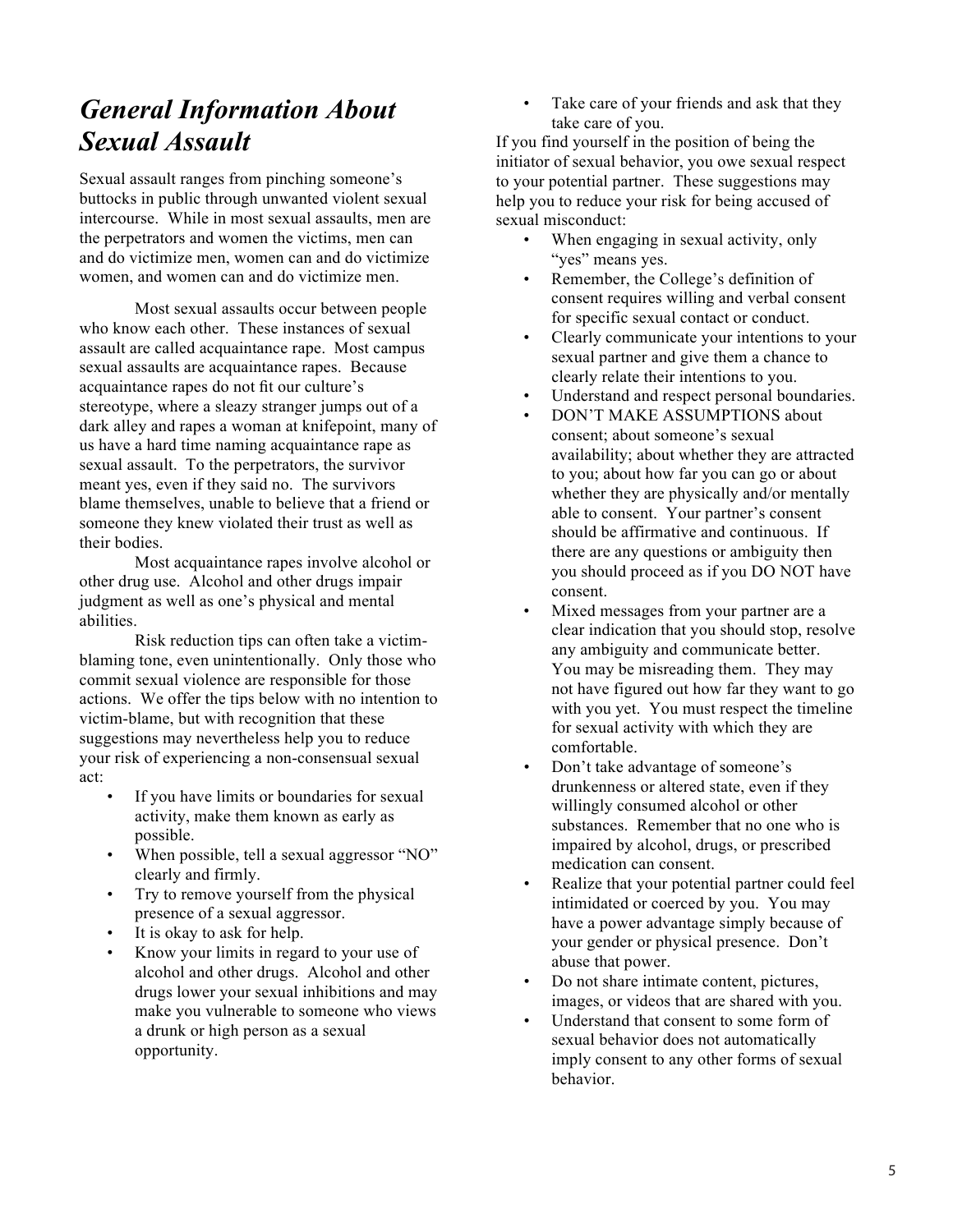# *General Information About Sexual Assault*

Sexual assault ranges from pinching someone's buttocks in public through unwanted violent sexual intercourse. While in most sexual assaults, men are the perpetrators and women the victims, men can and do victimize men, women can and do victimize women, and women can and do victimize men.

Most sexual assaults occur between people who know each other. These instances of sexual assault are called acquaintance rape. Most campus sexual assaults are acquaintance rapes. Because acquaintance rapes do not fit our culture's stereotype, where a sleazy stranger jumps out of a dark alley and rapes a woman at knifepoint, many of us have a hard time naming acquaintance rape as sexual assault. To the perpetrators, the survivor meant yes, even if they said no. The survivors blame themselves, unable to believe that a friend or someone they knew violated their trust as well as their bodies.

Most acquaintance rapes involve alcohol or other drug use. Alcohol and other drugs impair judgment as well as one's physical and mental abilities.

Risk reduction tips can often take a victim-blaming tone, even unintentionally. Only those who commit sexual violence are responsible for those actions. We offer the tips below with no intention to victim-blame, but with recognition that these suggestions may nevertheless help you to reduce your risk of experiencing a non-consensual sexual act:

- If you have limits or boundaries for sexual activity, make them known as early as possible.
- When possible, tell a sexual aggressor "NO" clearly and firmly.
- Try to remove yourself from the physical presence of a sexual aggressor.
- It is okay to ask for help.
- Know your limits in regard to your use of alcohol and other drugs. Alcohol and other drugs lower your sexual inhibitions and may make you vulnerable to someone who views a drunk or high person as a sexual opportunity.
- Take care of your friends and ask that they take care of you.

If you find yourself in the position of being the initiator of sexual behavior, you owe sexual respect to your potential partner. These suggestions may help you to reduce your risk for being accused of sexual misconduct:

- When engaging in sexual activity, only "yes" means yes.
- Remember, the College's definition of consent requires willing and verbal consent for specific sexual contact or conduct.
- Clearly communicate your intentions to your sexual partner and give them a chance to clearly relate their intentions to you.
- Understand and respect personal boundaries.
- DON'T MAKE ASSUMPTIONS about consent; about someone's sexual availability; about whether they are attracted to you; about how far you can go or about whether they are physically and/or mentally able to consent. Your partner's consent should be affirmative and continuous. If there are any questions or ambiguity then you should proceed as if you DO NOT have consent.
- Mixed messages from your partner are a clear indication that you should stop, resolve any ambiguity and communicate better. You may be misreading them. They may not have figured out how far they want to go with you yet. You must respect the timeline for sexual activity with which they are comfortable.
- Don't take advantage of someone's drunkenness or altered state, even if they willingly consumed alcohol or other substances. Remember that no one who is impaired by alcohol, drugs, or prescribed medication can consent.
- Realize that your potential partner could feel intimidated or coerced by you. You may have a power advantage simply because of your gender or physical presence. Don't abuse that power.
- Do not share intimate content, pictures, images, or videos that are shared with you.
- Understand that consent to some form of sexual behavior does not automatically imply consent to any other forms of sexual behavior.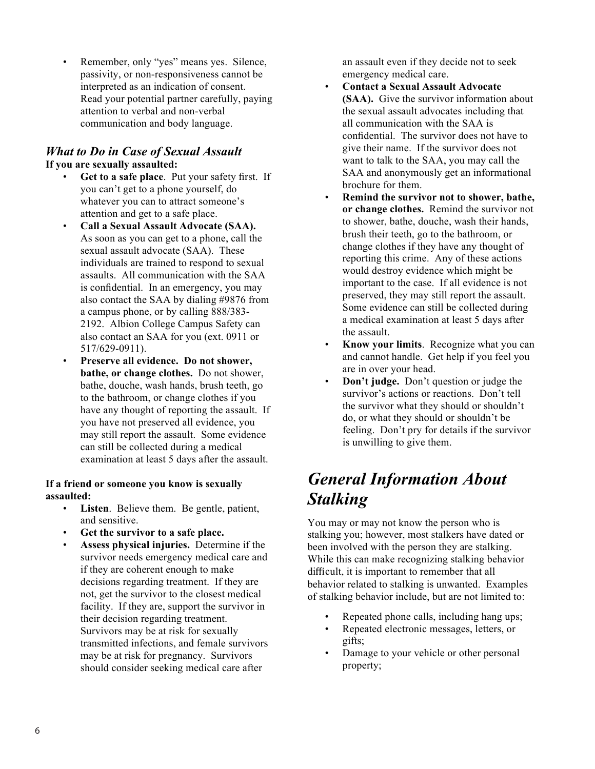- Remember, only "yes" means yes. Silence, passivity, or non-responsiveness cannot be interpreted as an indication of consent. Read your potential partner carefully, paying attention to verbal and non-verbal communication and body language.

### *What to Do in Case of Sexual Assault*

**If you are sexually assaulted:**

- **Get to a safe place**. Put your safety first. If you can't get to a phone yourself, do whatever you can to attract someone's attention and get to a safe place.
- **Call a Sexual Assault Advocate (SAA).** As soon as you can get to a phone, call the sexual assault advocate (SAA). These individuals are trained to respond to sexual assaults. All communication with the SAA is confidential. In an emergency, you may also contact the SAA by dialing #9876 from a campus phone, or by calling 888/383-2192. Albion College Campus Safety can also contact an SAA for you (ext. 0911 or 517/629-0911).
- **Preserve all evidence. Do not shower, bathe, or change clothes.** Do not shower, bathe, douche, wash hands, brush teeth, go to the bathroom, or change clothes if you have any thought of reporting the assault. If you have not preserved all evidence, you may still report the assault. Some evidence can still be collected during a medical examination at least 5 days after the assault.

**If a friend or someone you know is sexually assaulted:**

- **Listen**. Believe them. Be gentle, patient, and sensitive.
- **Get the survivor to a safe place.**
- **Assess physical injuries.** Determine if the survivor needs emergency medical care and if they are coherent enough to make decisions regarding treatment. If they are not, get the survivor to the closest medical facility. If they are, support the survivor in their decision regarding treatment. Survivors may be at risk for sexually transmitted infections, and female survivors may be at risk for pregnancy. Survivors should consider seeking medical care after an assault even if they decide not to seek emergency medical care.
- **Contact a Sexual Assault Advocate (SAA).** Give the survivor information about the sexual assault advocates including that all communication with the SAA is confidential. The survivor does not have to give their name. If the survivor does not want to talk to the SAA, you may call the SAA and anonymously get an informational brochure for them.
- **Remind the survivor not to shower, bathe, or change clothes.** Remind the survivor not to shower, bathe, douche, wash their hands, brush their teeth, go to the bathroom, or change clothes if they have any thought of reporting this crime. Any of these actions would destroy evidence which might be important to the case. If all evidence is not preserved, they may still report the assault. Some evidence can still be collected during a medical examination at least 5 days after the assault.
- **Know your limits**. Recognize what you can and cannot handle. Get help if you feel you are in over your head.
- **Don't judge.** Don't question or judge the survivor's actions or reactions. Don't tell the survivor what they should or shouldn't do, or what they should or shouldn't be feeling. Don't pry for details if the survivor is unwilling to give them.

## *General Information About Stalking*

You may or may not know the person who is stalking you; however, most stalkers have dated or been involved with the person they are stalking. While this can make recognizing stalking behavior difficult, it is important to remember that all behavior related to stalking is unwanted. Examples of stalking behavior include, but are not limited to:

- Repeated phone calls, including hang ups;
- Repeated electronic messages, letters, or gifts;
- Damage to your vehicle or other personal property;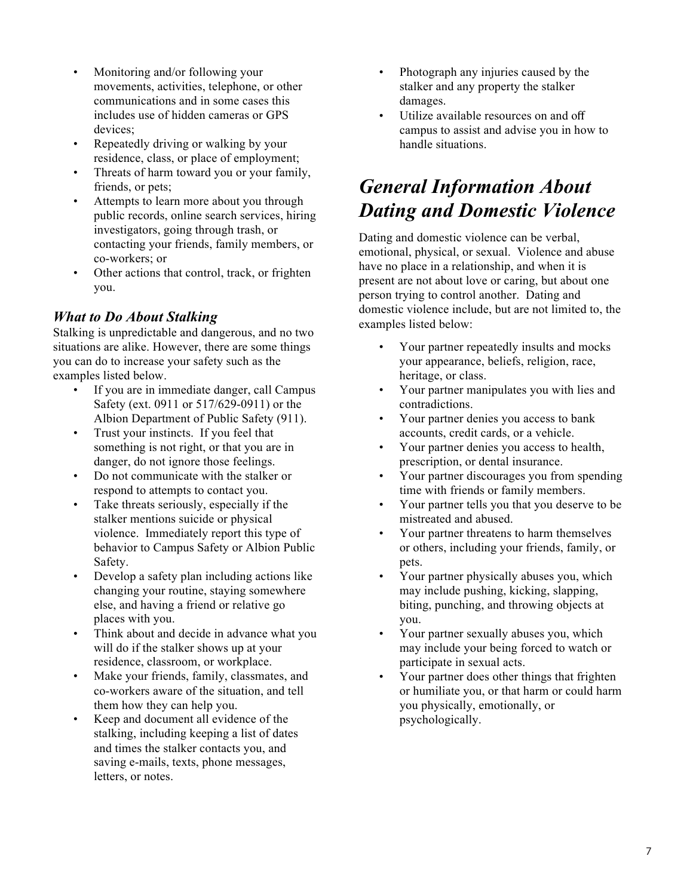- Monitoring and/or following your movements, activities, telephone, or other communications and in some cases this includes use of hidden cameras or GPS devices;
- Repeatedly driving or walking by your residence, class, or place of employment;
- Threats of harm toward you or your family, friends, or pets;
- Attempts to learn more about you through public records, online search services, hiring investigators, going through trash, or contacting your friends, family members, or co-workers; or
- Other actions that control, track, or frighten you.

### *What to Do About Stalking*

Stalking is unpredictable and dangerous, and no two situations are alike. However, there are some things you can do to increase your safety such as the examples listed below.

- If you are in immediate danger, call Campus Safety (ext. 0911 or 517/629-0911) or the Albion Department of Public Safety (911).
- Trust your instincts. If you feel that something is not right, or that you are in danger, do not ignore those feelings.
- Do not communicate with the stalker or respond to attempts to contact you.
- Take threats seriously, especially if the stalker mentions suicide or physical violence. Immediately report this type of behavior to Campus Safety or Albion Public Safety.
- Develop a safety plan including actions like changing your routine, staying somewhere else, and having a friend or relative go places with you.
- Think about and decide in advance what you will do if the stalker shows up at your residence, classroom, or workplace.
- Make your friends, family, classmates, and co-workers aware of the situation, and tell them how they can help you.
- Keep and document all evidence of the stalking, including keeping a list of dates and times the stalker contacts you, and saving e-mails, texts, phone messages, letters, or notes.
- Photograph any injuries caused by the stalker and any property the stalker damages.
- Utilize available resources on and off campus to assist and advise you in how to handle situations.

## *General Information About Dating and Domestic Violence*

Dating and domestic violence can be verbal, emotional, physical, or sexual. Violence and abuse have no place in a relationship, and when it is present are not about love or caring, but about one person trying to control another. Dating and domestic violence include, but are not limited to, the examples listed below:

- Your partner repeatedly insults and mocks your appearance, beliefs, religion, race, heritage, or class.
- Your partner manipulates you with lies and contradictions.
- Your partner denies you access to bank accounts, credit cards, or a vehicle.
- Your partner denies you access to health, prescription, or dental insurance.
- Your partner discourages you from spending time with friends or family members.
- Your partner tells you that you deserve to be mistreated and abused.
- Your partner threatens to harm themselves or others, including your friends, family, or pets.
- Your partner physically abuses you, which may include pushing, kicking, slapping, biting, punching, and throwing objects at you.
- Your partner sexually abuses you, which may include your being forced to watch or participate in sexual acts.
- Your partner does other things that frighten or humiliate you, or that harm or could harm you physically, emotionally, or psychologically.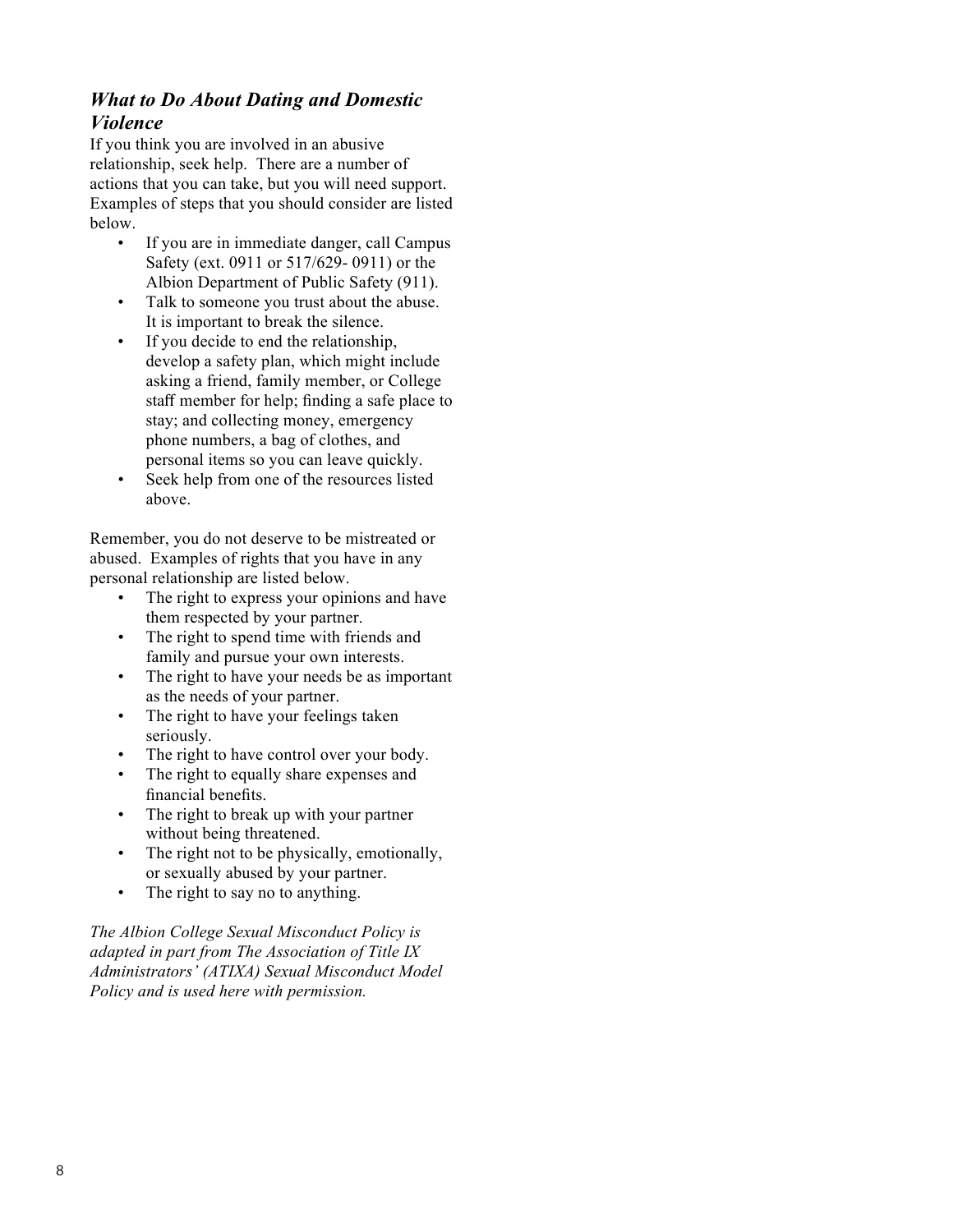### *What to Do About Dating and Domestic Violence*

If you think you are involved in an abusive relationship, seek help. There are a number of actions that you can take, but you will need support. Examples of steps that you should consider are listed below.

- If you are in immediate danger, call Campus Safety (ext. 0911 or 517/629- 0911) or the Albion Department of Public Safety (911).
- Talk to someone you trust about the abuse. It is important to break the silence.
- If you decide to end the relationship, develop a safety plan, which might include asking a friend, family member, or College staff member for help; finding a safe place to stay; and collecting money, emergency phone numbers, a bag of clothes, and personal items so you can leave quickly.
- Seek help from one of the resources listed above.

Remember, you do not deserve to be mistreated or abused. Examples of rights that you have in any personal relationship are listed below.

- The right to express your opinions and have them respected by your partner.
- The right to spend time with friends and family and pursue your own interests.
- The right to have your needs be as important as the needs of your partner.
- The right to have your feelings taken seriously.
- The right to have control over your body.
- The right to equally share expenses and financial benefits.
- The right to break up with your partner without being threatened.
- The right not to be physically, emotionally, or sexually abused by your partner.
- The right to say no to anything.

*The Albion College Sexual Misconduct Policy is adapted in part from The Association of Title IX Administrators' (ATIXA) Sexual Misconduct Model Policy and is used here with permission.*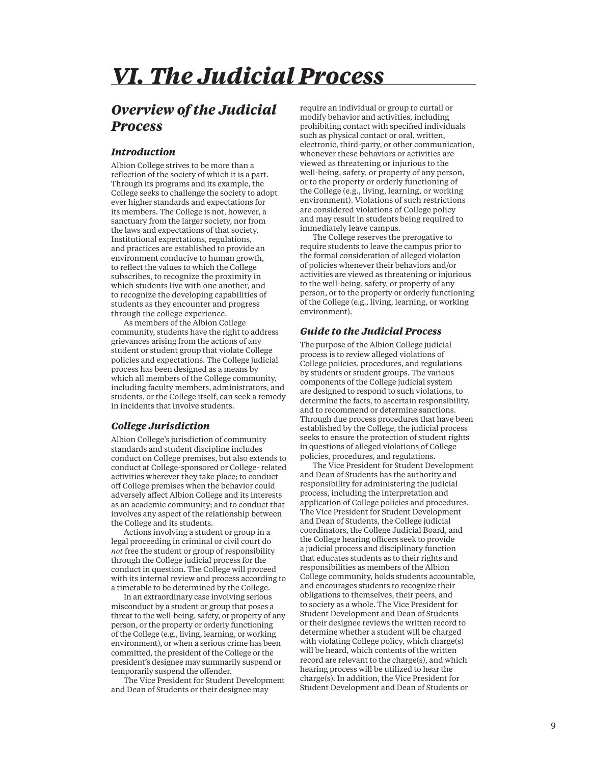# *VI. The Judicial Process*

## *Overview of the Judicial Process*

### *Introduction*

Albion College strives to be more than a reflection of the society of which it is a part. Through its programs and its example, the College seeks to challenge the society to adopt ever higher standards and expectations for its members. The College is not, however, a sanctuary from the larger society, nor from the laws and expectations of that society. Institutional expectations, regulations, and practices are established to provide an environment conducive to human growth, to reflect the values to which the College subscribes, to recognize the proximity in which students live with one another, and to recognize the developing capabilities of students as they encounter and progress through the college experience.

As members of the Albion College community, students have the right to address grievances arising from the actions of any student or student group that violate College policies and expectations. The College judicial process has been designed as a means by which all members of the College community, including faculty members, administrators, and students, or the College itself, can seek a remedy in incidents that involve students.

### *College Jurisdiction*

Albion College's jurisdiction of community standards and student discipline includes conduct on College premises, but also extends to conduct at College-sponsored or College- related activities wherever they take place; to conduct off College premises when the behavior could adversely affect Albion College and its interests as an academic community; and to conduct that involves any aspect of the relationship between the College and its students.

Actions involving a student or group in a legal proceeding in criminal or civil court do *not* free the student or group of responsibility through the College judicial process for the conduct in question. The College will proceed with its internal review and process according to a timetable to be determined by the College.

In an extraordinary case involving serious misconduct by a student or group that poses a threat to the well-being, safety, or property of any person, or the property or orderly functioning of the College (e.g., living, learning, or working environment), or when a serious crime has been committed, the president of the College or the president's designee may summarily suspend or temporarily suspend the offender.

The Vice President for Student Development and Dean of Students or their designee may require an individual or group to curtail or modify behavior and activities, including prohibiting contact with specified individuals such as physical contact or oral, written, electronic, third-party, or other communication, whenever these behaviors or activities are viewed as threatening or injurious to the well-being, safety, or property of any person, or to the property or orderly functioning of the College (e.g., living, learning, or working environment). Violations of such restrictions are considered violations of College policy and may result in students being required to immediately leave campus.

The College reserves the prerogative to require students to leave the campus prior to the formal consideration of alleged violation of policies whenever their behaviors and/or activities are viewed as threatening or injurious to the well-being, safety, or property of any person, or to the property or orderly functioning of the College (e.g., living, learning, or working environment).

### *Guide to the Judicial Process*

The purpose of the Albion College judicial process is to review alleged violations of College policies, procedures, and regulations by students or student groups. The various components of the College judicial system are designed to respond to such violations, to determine the facts, to ascertain responsibility, and to recommend or determine sanctions. Through due process procedures that have been established by the College, the judicial process seeks to ensure the protection of student rights in questions of alleged violations of College policies, procedures, and regulations.

The Vice President for Student Development and Dean of Students has the authority and responsibility for administering the judicial process, including the interpretation and application of College policies and procedures. The Vice President for Student Development and Dean of Students, the College judicial coordinators, the College Judicial Board, and the College hearing officers seek to provide a judicial process and disciplinary function that educates students as to their rights and responsibilities as members of the Albion College community, holds students accountable, and encourages students to recognize their obligations to themselves, their peers, and to society as a whole. The Vice President for Student Development and Dean of Students or their designee reviews the written record to determine whether a student will be charged with violating College policy, which charge(s) will be heard, which contents of the written record are relevant to the charge(s), and which hearing process will be utilized to hear the charge(s). In addition, the Vice President for Student Development and Dean of Students or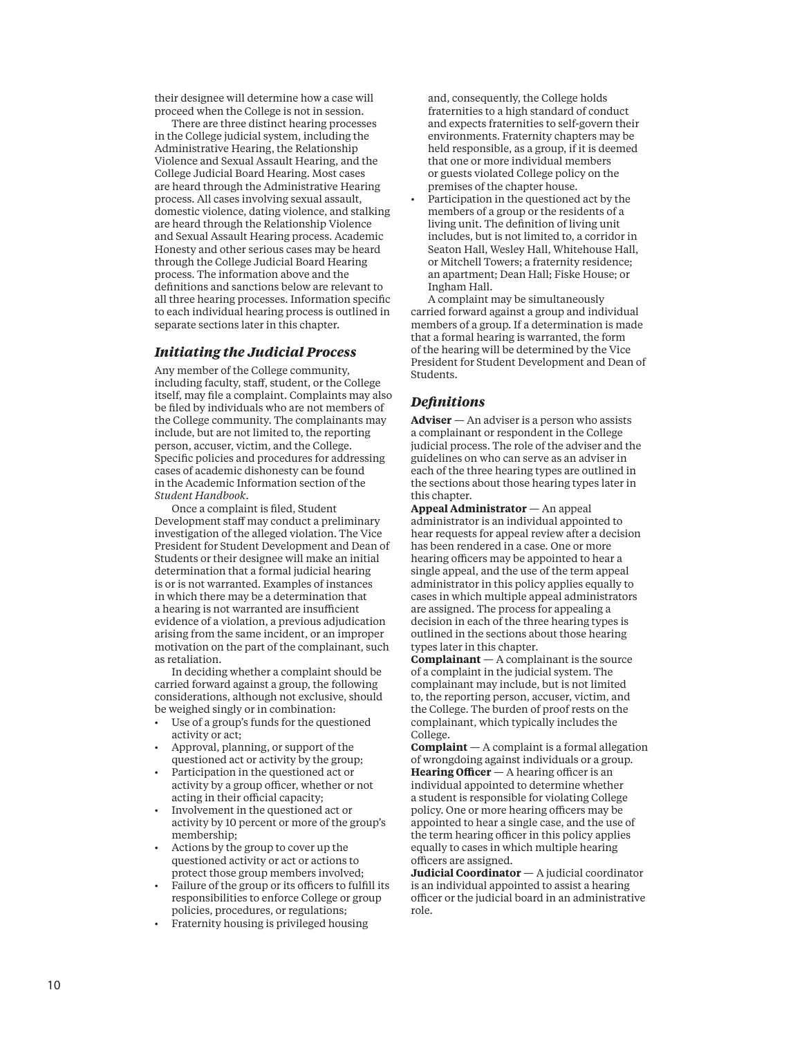their designee will determine how a case will proceed when the College is not in session.

There are three distinct hearing processes in the College judicial system, including the Administrative Hearing, the Relationship Violence and Sexual Assault Hearing, and the College Judicial Board Hearing. Most cases are heard through the Administrative Hearing process. All cases involving sexual assault, domestic violence, dating violence, and stalking are heard through the Relationship Violence and Sexual Assault Hearing process. Academic Honesty and other serious cases may be heard through the College Judicial Board Hearing process. The information above and the definitions and sanctions below are relevant to all three hearing processes. Information specific to each individual hearing process is outlined in separate sections later in this chapter.

### *Initiating the Judicial Process*

Any member of the College community, including faculty, staff, student, or the College itself, may file a complaint. Complaints may also be filed by individuals who are not members of the College community. The complainants may include, but are not limited to, the reporting person, accuser, victim, and the College. Specific policies and procedures for addressing cases of academic dishonesty can be found in the Academic Information section of the *Student Handbook*.

Once a complaint is filed, Student Development staff may conduct a preliminary investigation of the alleged violation. The Vice President for Student Development and Dean of Students or their designee will make an initial determination that a formal judicial hearing is or is not warranted. Examples of instances in which there may be a determination that a hearing is not warranted are insufficient evidence of a violation, a previous adjudication arising from the same incident, or an improper motivation on the part of the complainant, such as retaliation.

In deciding whether a complaint should be carried forward against a group, the following considerations, although not exclusive, should be weighed singly or in combination:

- Use of a group's funds for the questioned activity or act;
- Approval, planning, or support of the questioned act or activity by the group;
- Participation in the questioned act or activity by a group officer, whether or not acting in their official capacity;
- Involvement in the questioned act or activity by 10 percent or more of the group's membership;
- Actions by the group to cover up the questioned activity or act or actions to protect those group members involved;
- Failure of the group or its officers to fulfill its responsibilities to enforce College or group policies, procedures, or regulations;
- Fraternity housing is privileged housing and, consequently, the College holds fraternities to a high standard of conduct and expects fraternities to self-govern their environments. Fraternity chapters may be held responsible, as a group, if it is deemed that one or more individual members or guests violated College policy on the premises of the chapter house.
- Participation in the questioned act by the members of a group or the residents of a living unit. The definition of living unit includes, but is not limited to, a corridor in Seaton Hall, Wesley Hall, Whitehouse Hall, or Mitchell Towers; a fraternity residence; an apartment; Dean Hall; Fiske House; or Ingham Hall.

A complaint may be simultaneously carried forward against a group and individual members of a group. If a determination is made that a formal hearing is warranted, the form of the hearing will be determined by the Vice President for Student Development and Dean of Students.

### *Definitions*

**Adviser** — An adviser is a person who assists a complainant or respondent in the College judicial process. The role of the adviser and the guidelines on who can serve as an adviser in each of the three hearing types are outlined in the sections about those hearing types later in this chapter.

**Appeal Administrator** — An appeal administrator is an individual appointed to hear requests for appeal review after a decision has been rendered in a case. One or more hearing officers may be appointed to hear a single appeal, and the use of the term appeal administrator in this policy applies equally to cases in which multiple appeal administrators are assigned. The process for appealing a decision in each of the three hearing types is outlined in the sections about those hearing types later in this chapter.

**Complainant** — A complainant is the source of a complaint in the judicial system. The complainant may include, but is not limited to, the reporting person, accuser, victim, and the College. The burden of proof rests on the complainant, which typically includes the College.

**Complaint** — A complaint is a formal allegation of wrongdoing against individuals or a group.

**Hearing Officer** — A hearing officer is an individual appointed to determine whether a student is responsible for violating College policy. One or more hearing officers may be appointed to hear a single case, and the use of the term hearing officer in this policy applies equally to cases in which multiple hearing officers are assigned.

**Judicial Coordinator** — A judicial coordinator is an individual appointed to assist a hearing officer or the judicial board in an administrative role.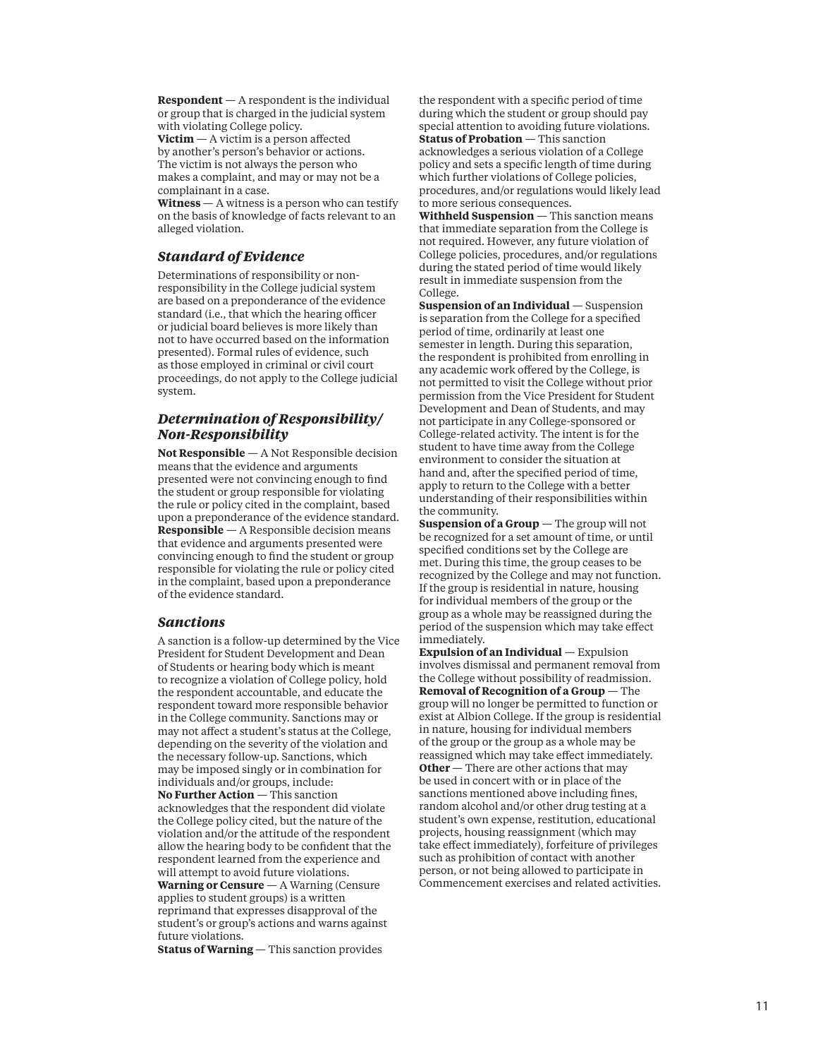**Respondent** — A respondent is the individual or group that is charged in the judicial system with violating College policy.

**Victim** — A victim is a person affected by another's person's behavior or actions. The victim is not always the person who makes a complaint, and may or may not be a complainant in a case.

**Witness** — A witness is a person who can testify on the basis of knowledge of facts relevant to an alleged violation.

### *Standard of Evidence*

Determinations of responsibility or non-responsibility in the College judicial system are based on a preponderance of the evidence standard (i.e., that which the hearing officer or judicial board believes is more likely than not to have occurred based on the information presented). Formal rules of evidence, such as those employed in criminal or civil court proceedings, do not apply to the College judicial system.

### *Determination of Responsibility/ Non-Responsibility*

**Not Responsible** — A Not Responsible decision means that the evidence and arguments presented were not convincing enough to find the student or group responsible for violating the rule or policy cited in the complaint, based upon a preponderance of the evidence standard.

**Responsible** — A Responsible decision means that evidence and arguments presented were convincing enough to find the student or group responsible for violating the rule or policy cited in the complaint, based upon a preponderance of the evidence standard.

### *Sanctions*

A sanction is a follow-up determined by the Vice President for Student Development and Dean of Students or hearing body which is meant to recognize a violation of College policy, hold the respondent accountable, and educate the respondent toward more responsible behavior in the College community. Sanctions may or may not affect a student's status at the College, depending on the severity of the violation and the necessary follow-up. Sanctions, which may be imposed singly or in combination for individuals and/or groups, include:

**No Further Action** — This sanction acknowledges that the respondent did violate the College policy cited, but the nature of the violation and/or the attitude of the respondent allow the hearing body to be confident that the respondent learned from the experience and will attempt to avoid future violations.

**Warning or Censure** — A Warning (Censure applies to student groups) is a written reprimand that expresses disapproval of the student's or group's actions and warns against future violations.

**Status of Warning** — This sanction provides the respondent with a specific period of time during which the student or group should pay special attention to avoiding future violations.

**Status of Probation** — This sanction acknowledges a serious violation of a College policy and sets a specific length of time during which further violations of College policies, procedures, and/or regulations would likely lead to more serious consequences.

**Withheld Suspension** — This sanction means that immediate separation from the College is not required. However, any future violation of College policies, procedures, and/or regulations during the stated period of time would likely result in immediate suspension from the College.

**Suspension of an Individual** — Suspension is separation from the College for a specified period of time, ordinarily at least one semester in length. During this separation, the respondent is prohibited from enrolling in any academic work offered by the College, is not permitted to visit the College without prior permission from the Vice President for Student Development and Dean of Students, and may not participate in any College-sponsored or College-related activity. The intent is for the student to have time away from the College environment to consider the situation at hand and, after the specified period of time, apply to return to the College with a better understanding of their responsibilities within the community.

**Suspension of a Group** — The group will not be recognized for a set amount of time, or until specified conditions set by the College are met. During this time, the group ceases to be recognized by the College and may not function. If the group is residential in nature, housing for individual members of the group or the group as a whole may be reassigned during the period of the suspension which may take effect immediately.

**Expulsion of an Individual** — Expulsion involves dismissal and permanent removal from the College without possibility of readmission.

**Removal of Recognition of a Group** — The group will no longer be permitted to function or exist at Albion College. If the group is residential in nature, housing for individual members of the group or the group as a whole may be reassigned which may take effect immediately.

**Other** — There are other actions that may be used in concert with or in place of the sanctions mentioned above including fines, random alcohol and/or other drug testing at a student's own expense, restitution, educational projects, housing reassignment (which may take effect immediately), forfeiture of privileges such as prohibition of contact with another person, or not being allowed to participate in Commencement exercises and related activities.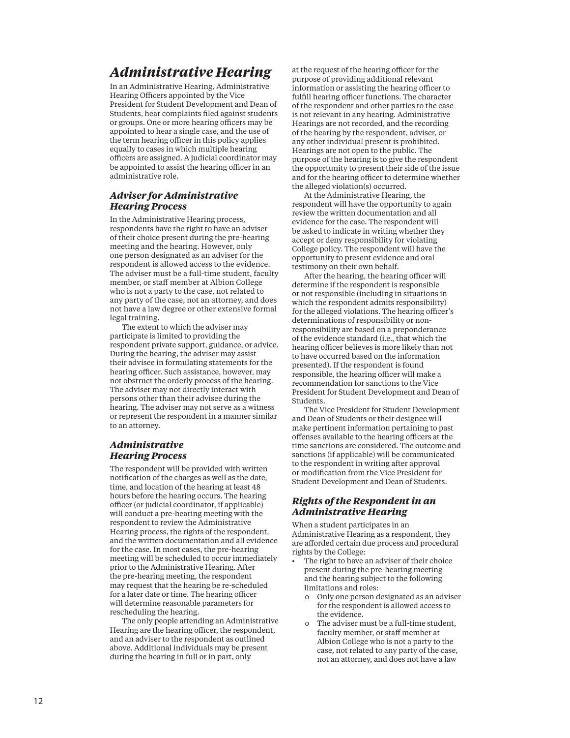## *Administrative Hearing*

In an Administrative Hearing, Administrative Hearing Officers appointed by the Vice President for Student Development and Dean of Students, hear complaints filed against students or groups. One or more hearing officers may be appointed to hear a single case, and the use of the term hearing officer in this policy applies equally to cases in which multiple hearing officers are assigned. A judicial coordinator may be appointed to assist the hearing officer in an administrative role.

### *Adviser for Administrative Hearing Process*

In the Administrative Hearing process, respondents have the right to have an adviser of their choice present during the pre-hearing meeting and the hearing. However, only one person designated as an adviser for the respondent is allowed access to the evidence. The adviser must be a full-time student, faculty member, or staff member at Albion College who is not a party to the case, not related to any party of the case, not an attorney, and does not have a law degree or other extensive formal legal training.

The extent to which the adviser may participate is limited to providing the respondent private support, guidance, or advice. During the hearing, the adviser may assist their advisee in formulating statements for the hearing officer. Such assistance, however, may not obstruct the orderly process of the hearing. The adviser may not directly interact with persons other than their advisee during the hearing. The adviser may not serve as a witness or represent the respondent in a manner similar to an attorney.

### *Administrative Hearing Process*

The respondent will be provided with written notification of the charges as well as the date, time, and location of the hearing at least 48 hours before the hearing occurs. The hearing officer (or judicial coordinator, if applicable) will conduct a pre-hearing meeting with the respondent to review the Administrative Hearing process, the rights of the respondent, and the written documentation and all evidence for the case. In most cases, the pre-hearing meeting will be scheduled to occur immediately prior to the Administrative Hearing. After the pre-hearing meeting, the respondent may request that the hearing be re-scheduled for a later date or time. The hearing officer will determine reasonable parameters for rescheduling the hearing.

The only people attending an Administrative Hearing are the hearing officer, the respondent, and an adviser to the respondent as outlined above. Additional individuals may be present during the hearing in full or in part, only at the request of the hearing officer for the purpose of providing additional relevant information or assisting the hearing officer to fulfill hearing officer functions. The character of the respondent and other parties to the case is not relevant in any hearing. Administrative Hearings are not recorded, and the recording of the hearing by the respondent, adviser, or any other individual present is prohibited. Hearings are not open to the public. The purpose of the hearing is to give the respondent the opportunity to present their side of the issue and for the hearing officer to determine whether the alleged violation(s) occurred.

At the Administrative Hearing, the respondent will have the opportunity to again review the written documentation and all evidence for the case. The respondent will be asked to indicate in writing whether they accept or deny responsibility for violating College policy. The respondent will have the opportunity to present evidence and oral testimony on their own behalf.

After the hearing, the hearing officer will determine if the respondent is responsible or not responsible (including in situations in which the respondent admits responsibility) for the alleged violations. The hearing officer's determinations of responsibility or non-responsibility are based on a preponderance of the evidence standard (i.e., that which the hearing officer believes is more likely than not to have occurred based on the information presented). If the respondent is found responsible, the hearing officer will make a recommendation for sanctions to the Vice President for Student Development and Dean of Students.

The Vice President for Student Development and Dean of Students or their designee will make pertinent information pertaining to past offenses available to the hearing officers at the time sanctions are considered. The outcome and sanctions (if applicable) will be communicated to the respondent in writing after approval or modification from the Vice President for Student Development and Dean of Students.

### *Rights of the Respondent in an Administrative Hearing*

When a student participates in an Administrative Hearing as a respondent, they are afforded certain due process and procedural rights by the College:

- The right to have an adviser of their choice present during the pre-hearing meeting and the hearing subject to the following limitations and roles:
  - Only one person designated as an adviser for the respondent is allowed access to the evidence.
  - The adviser must be a full-time student, faculty member, or staff member at Albion College who is not a party to the case, not related to any party of the case, not an attorney, and does not have a law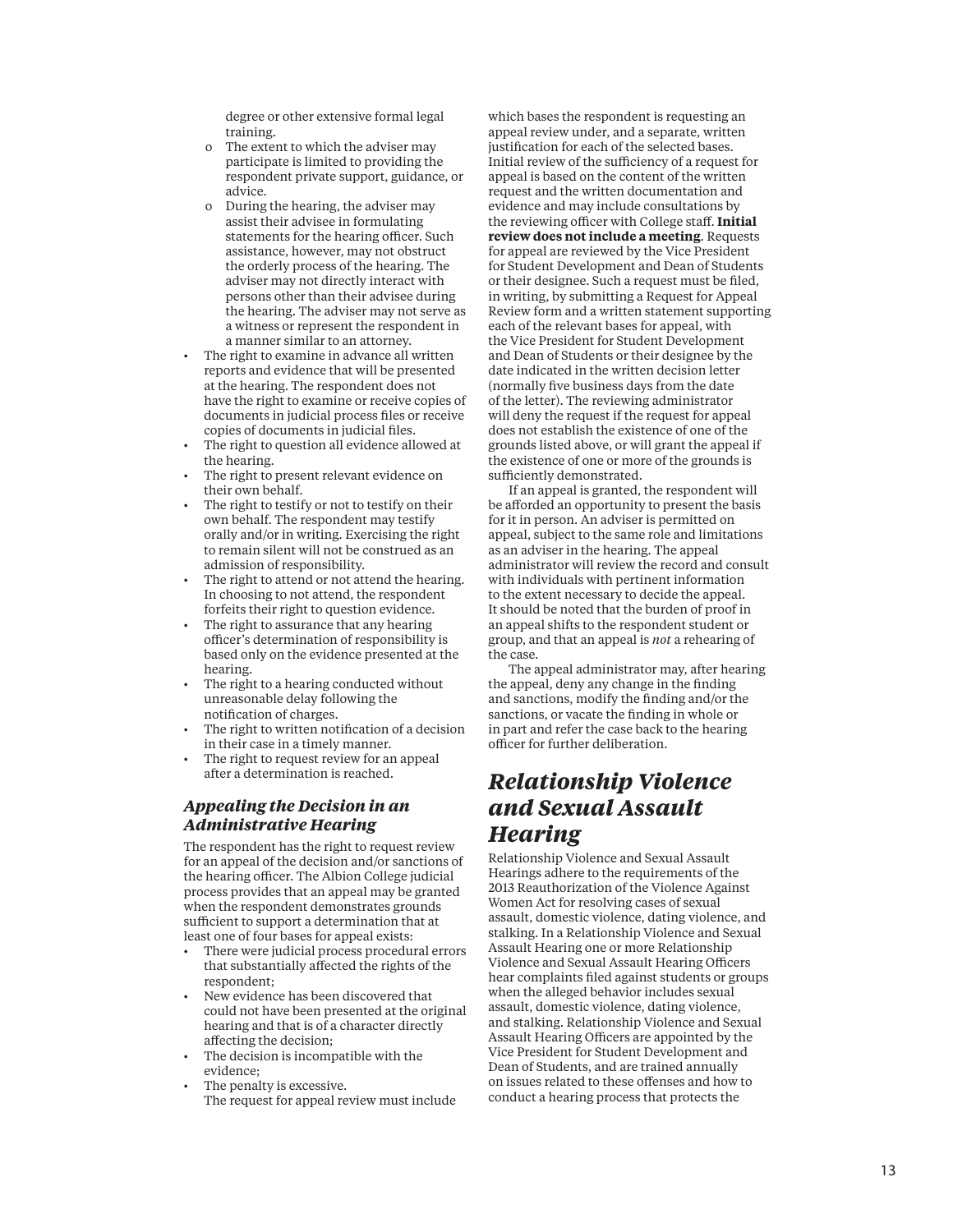degree or other extensive formal legal training.
  - The extent to which the adviser may participate is limited to providing the respondent private support, guidance, or advice.
  - During the hearing, the adviser may assist their advisee in formulating statements for the hearing officer. Such assistance, however, may not obstruct the orderly process of the hearing. The adviser may not directly interact with persons other than their advisee during the hearing. The adviser may not serve as a witness or represent the respondent in a manner similar to an attorney.
- The right to examine in advance all written reports and evidence that will be presented at the hearing. The respondent does not have the right to examine or receive copies of documents in judicial process files or receive copies of documents in judicial files.
- The right to question all evidence allowed at the hearing.
- The right to present relevant evidence on their own behalf.
- The right to testify or not to testify on their own behalf. The respondent may testify orally and/or in writing. Exercising the right to remain silent will not be construed as an admission of responsibility.
- The right to attend or not attend the hearing. In choosing to not attend, the respondent forfeits their right to question evidence.
- The right to assurance that any hearing officer's determination of responsibility is based only on the evidence presented at the hearing.
- The right to a hearing conducted without unreasonable delay following the notification of charges.
- The right to written notification of a decision in their case in a timely manner.
- The right to request review for an appeal after a determination is reached.

### *Appealing the Decision in an Administrative Hearing*

The respondent has the right to request review for an appeal of the decision and/or sanctions of the hearing officer. The Albion College judicial process provides that an appeal may be granted when the respondent demonstrates grounds sufficient to support a determination that at least one of four bases for appeal exists:

- There were judicial process procedural errors that substantially affected the rights of the respondent;
- New evidence has been discovered that could not have been presented at the original hearing and that is of a character directly affecting the decision;
- The decision is incompatible with the evidence;
- The penalty is excessive.

The request for appeal review must include which bases the respondent is requesting an appeal review under, and a separate, written justification for each of the selected bases. Initial review of the sufficiency of a request for appeal is based on the content of the written request and the written documentation and evidence and may include consultations by the reviewing officer with College staff. **Initial review does not include a meeting**. Requests for appeal are reviewed by the Vice President for Student Development and Dean of Students or their designee. Such a request must be filed, in writing, by submitting a Request for Appeal Review form and a written statement supporting each of the relevant bases for appeal, with the Vice President for Student Development and Dean of Students or their designee by the date indicated in the written decision letter (normally five business days from the date of the letter). The reviewing administrator will deny the request if the request for appeal does not establish the existence of one of the grounds listed above, or will grant the appeal if the existence of one or more of the grounds is sufficiently demonstrated.

If an appeal is granted, the respondent will be afforded an opportunity to present the basis for it in person. An adviser is permitted on appeal, subject to the same role and limitations as an adviser in the hearing. The appeal administrator will review the record and consult with individuals with pertinent information to the extent necessary to decide the appeal. It should be noted that the burden of proof in an appeal shifts to the respondent student or group, and that an appeal is *not* a rehearing of the case.

The appeal administrator may, after hearing the appeal, deny any change in the finding and sanctions, modify the finding and/or the sanctions, or vacate the finding in whole or in part and refer the case back to the hearing officer for further deliberation.

## *Relationship Violence and Sexual Assault Hearing*

Relationship Violence and Sexual Assault Hearings adhere to the requirements of the 2013 Reauthorization of the Violence Against Women Act for resolving cases of sexual assault, domestic violence, dating violence, and stalking. In a Relationship Violence and Sexual Assault Hearing one or more Relationship Violence and Sexual Assault Hearing Officers hear complaints filed against students or groups when the alleged behavior includes sexual assault, domestic violence, dating violence, and stalking. Relationship Violence and Sexual Assault Hearing Officers are appointed by the Vice President for Student Development and Dean of Students, and are trained annually on issues related to these offenses and how to conduct a hearing process that protects the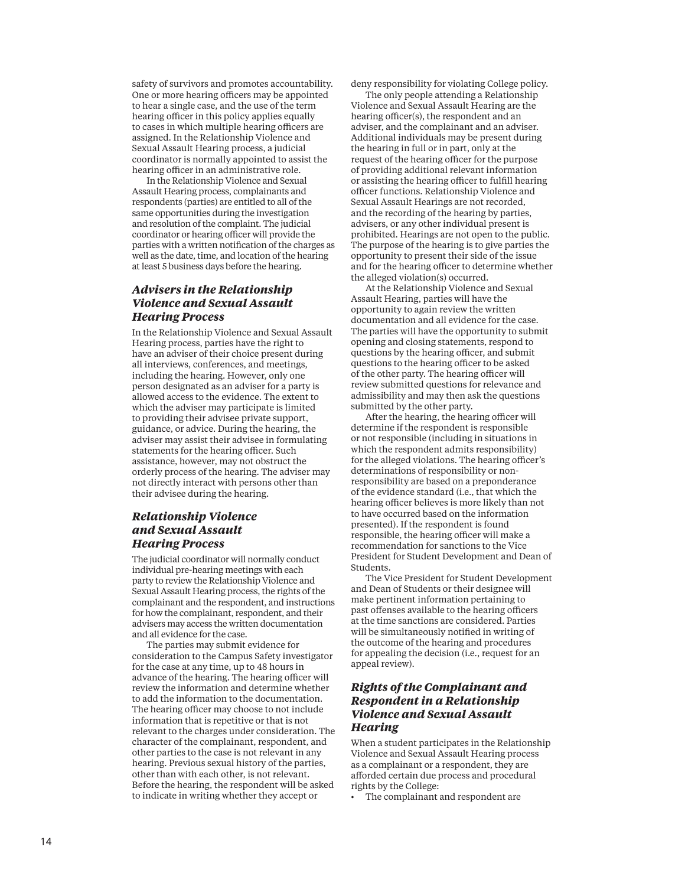safety of survivors and promotes accountability. One or more hearing officers may be appointed to hear a single case, and the use of the term hearing officer in this policy applies equally to cases in which multiple hearing officers are assigned. In the Relationship Violence and Sexual Assault Hearing process, a judicial coordinator is normally appointed to assist the hearing officer in an administrative role.

In the Relationship Violence and Sexual Assault Hearing process, complainants and respondents (parties) are entitled to all of the same opportunities during the investigation and resolution of the complaint. The judicial coordinator or hearing officer will provide the parties with a written notification of the charges as well as the date, time, and location of the hearing at least 5 business days before the hearing.

### *Advisers in the Relationship Violence and Sexual Assault Hearing Process*

In the Relationship Violence and Sexual Assault Hearing process, parties have the right to have an adviser of their choice present during all interviews, conferences, and meetings, including the hearing. However, only one person designated as an adviser for a party is allowed access to the evidence. The extent to which the adviser may participate is limited to providing their advisee private support, guidance, or advice. During the hearing, the adviser may assist their advisee in formulating statements for the hearing officer. Such assistance, however, may not obstruct the orderly process of the hearing. The adviser may not directly interact with persons other than their advisee during the hearing.

### *Relationship Violence and Sexual Assault Hearing Process*

The judicial coordinator will normally conduct individual pre-hearing meetings with each party to review the Relationship Violence and Sexual Assault Hearing process, the rights of the complainant and the respondent, and instructions for how the complainant, respondent, and their advisers may access the written documentation and all evidence for the case.

The parties may submit evidence for consideration to the Campus Safety investigator for the case at any time, up to 48 hours in advance of the hearing. The hearing officer will review the information and determine whether to add the information to the documentation. The hearing officer may choose to not include information that is repetitive or that is not relevant to the charges under consideration. The character of the complainant, respondent, and other parties to the case is not relevant in any hearing. Previous sexual history of the parties, other than with each other, is not relevant. Before the hearing, the respondent will be asked to indicate in writing whether they accept or deny responsibility for violating College policy.

The only people attending a Relationship Violence and Sexual Assault Hearing are the hearing officer(s), the respondent and an adviser, and the complainant and an adviser. Additional individuals may be present during the hearing in full or in part, only at the request of the hearing officer for the purpose of providing additional relevant information or assisting the hearing officer to fulfill hearing officer functions. Relationship Violence and Sexual Assault Hearings are not recorded, and the recording of the hearing by parties, advisers, or any other individual present is prohibited. Hearings are not open to the public. The purpose of the hearing is to give parties the opportunity to present their side of the issue and for the hearing officer to determine whether the alleged violation(s) occurred.

At the Relationship Violence and Sexual Assault Hearing, parties will have the opportunity to again review the written documentation and all evidence for the case. The parties will have the opportunity to submit opening and closing statements, respond to questions by the hearing officer, and submit questions to the hearing officer to be asked of the other party. The hearing officer will review submitted questions for relevance and admissibility and may then ask the questions submitted by the other party.

After the hearing, the hearing officer will determine if the respondent is responsible or not responsible (including in situations in which the respondent admits responsibility) for the alleged violations. The hearing officer's determinations of responsibility or non-responsibility are based on a preponderance of the evidence standard (i.e., that which the hearing officer believes is more likely than not to have occurred based on the information presented). If the respondent is found responsible, the hearing officer will make a recommendation for sanctions to the Vice President for Student Development and Dean of Students.

The Vice President for Student Development and Dean of Students or their designee will make pertinent information pertaining to past offenses available to the hearing officers at the time sanctions are considered. Parties will be simultaneously notified in writing of the outcome of the hearing and procedures for appealing the decision (i.e., request for an appeal review).

### *Rights of the Complainant and Respondent in a Relationship Violence and Sexual Assault Hearing*

When a student participates in the Relationship Violence and Sexual Assault Hearing process as a complainant or a respondent, they are afforded certain due process and procedural rights by the College:

- The complainant and respondent are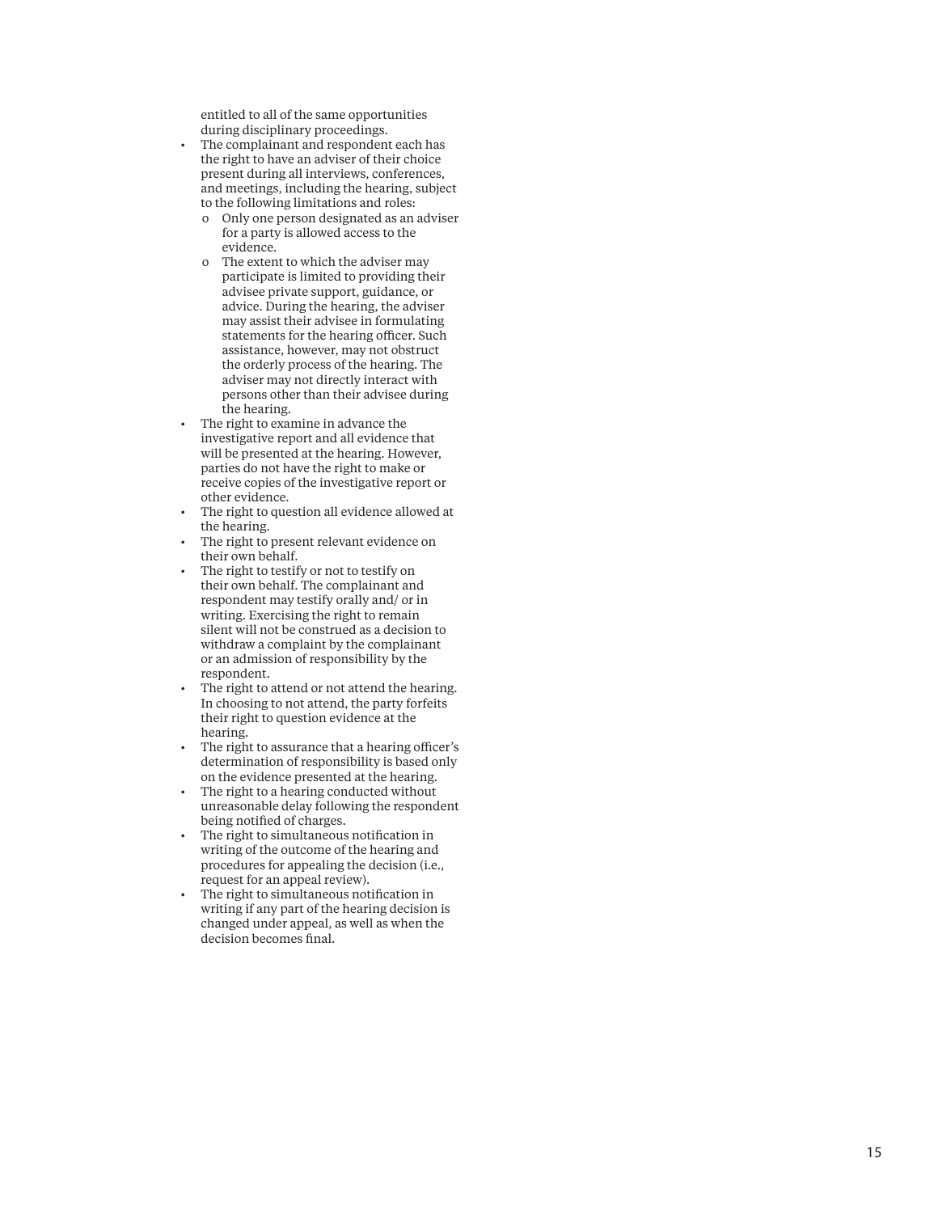entitled to all of the same opportunities during disciplinary proceedings.

- The complainant and respondent each has the right to have an adviser of their choice present during all interviews, conferences, and meetings, including the hearing, subject to the following limitations and roles:
  - Only one person designated as an adviser for a party is allowed access to the evidence.
  - The extent to which the adviser may participate is limited to providing their advisee private support, guidance, or advice. During the hearing, the adviser may assist their advisee in formulating statements for the hearing officer. Such assistance, however, may not obstruct the orderly process of the hearing. The adviser may not directly interact with persons other than their advisee during the hearing.
- The right to examine in advance the investigative report and all evidence that will be presented at the hearing. However, parties do not have the right to make or receive copies of the investigative report or other evidence.
- The right to question all evidence allowed at the hearing.
- The right to present relevant evidence on their own behalf.
- The right to testify or not to testify on their own behalf. The complainant and respondent may testify orally and/ or in writing. Exercising the right to remain silent will not be construed as a decision to withdraw a complaint by the complainant or an admission of responsibility by the respondent.
- The right to attend or not attend the hearing. In choosing to not attend, the party forfeits their right to question evidence at the hearing.
- The right to assurance that a hearing officer's determination of responsibility is based only on the evidence presented at the hearing.
- The right to a hearing conducted without unreasonable delay following the respondent being notified of charges.
- The right to simultaneous notification in writing of the outcome of the hearing and procedures for appealing the decision (i.e., request for an appeal review).
- The right to simultaneous notification in writing if any part of the hearing decision is changed under appeal, as well as when the decision becomes final.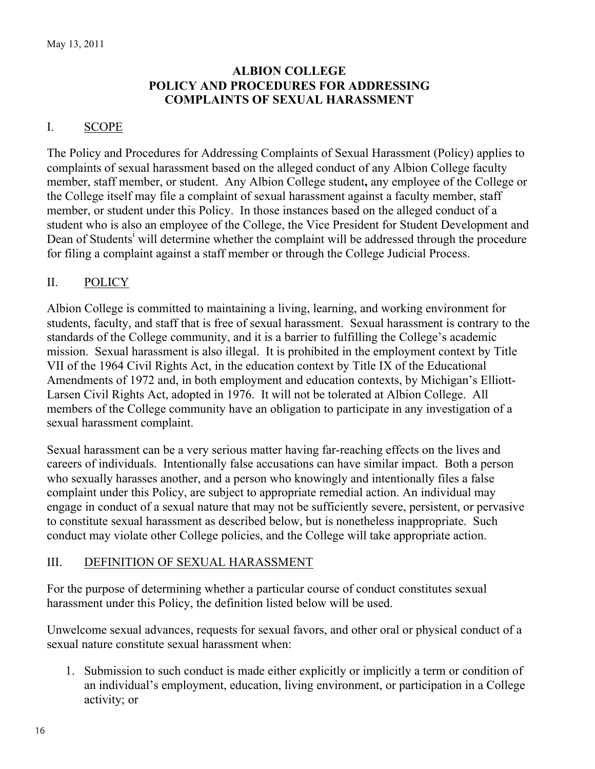May 13, 2011

# ALBION COLLEGE
# POLICY AND PROCEDURES FOR ADDRESSING COMPLAINTS OF SEXUAL HARASSMENT

## I. SCOPE

The Policy and Procedures for Addressing Complaints of Sexual Harassment (Policy) applies to complaints of sexual harassment based on the alleged conduct of any Albion College faculty member, staff member, or student. Any Albion College student**,** any employee of the College or the College itself may file a complaint of sexual harassment against a faculty member, staff member, or student under this Policy. In those instances based on the alleged conduct of a student who is also an employee of the College, the Vice President for Student Development and Dean of Students[i] will determine whether the complaint will be addressed through the procedure for filing a complaint against a staff member or through the College Judicial Process.

## II. POLICY

Albion College is committed to maintaining a living, learning, and working environment for students, faculty, and staff that is free of sexual harassment. Sexual harassment is contrary to the standards of the College community, and it is a barrier to fulfilling the College's academic mission. Sexual harassment is also illegal. It is prohibited in the employment context by Title VII of the 1964 Civil Rights Act, in the education context by Title IX of the Educational Amendments of 1972 and, in both employment and education contexts, by Michigan's Elliott-Larsen Civil Rights Act, adopted in 1976. It will not be tolerated at Albion College. All members of the College community have an obligation to participate in any investigation of a sexual harassment complaint.

Sexual harassment can be a very serious matter having far-reaching effects on the lives and careers of individuals. Intentionally false accusations can have similar impact. Both a person who sexually harasses another, and a person who knowingly and intentionally files a false complaint under this Policy, are subject to appropriate remedial action. An individual may engage in conduct of a sexual nature that may not be sufficiently severe, persistent, or pervasive to constitute sexual harassment as described below, but is nonetheless inappropriate. Such conduct may violate other College policies, and the College will take appropriate action.

## III. DEFINITION OF SEXUAL HARASSMENT

For the purpose of determining whether a particular course of conduct constitutes sexual harassment under this Policy, the definition listed below will be used.

Unwelcome sexual advances, requests for sexual favors, and other oral or physical conduct of a sexual nature constitute sexual harassment when:

1. Submission to such conduct is made either explicitly or implicitly a term or condition of an individual's employment, education, living environment, or participation in a College activity; or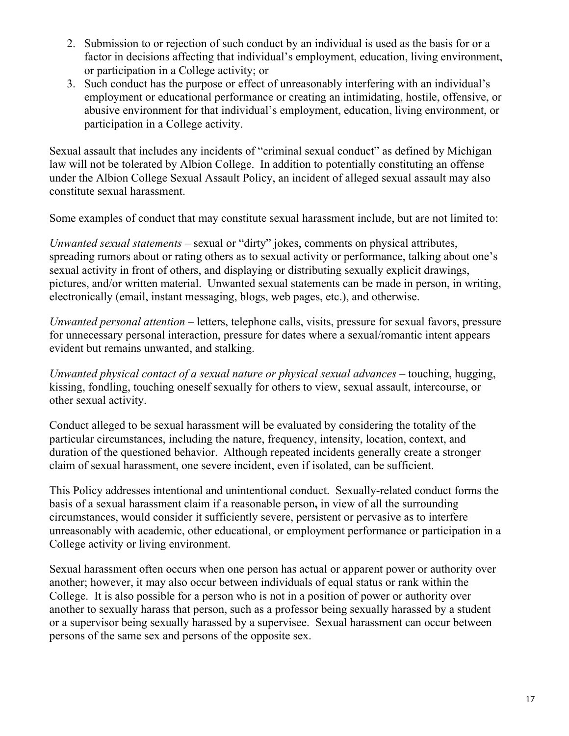2. Submission to or rejection of such conduct by an individual is used as the basis for or a factor in decisions affecting that individual's employment, education, living environment, or participation in a College activity; or
3. Such conduct has the purpose or effect of unreasonably interfering with an individual's employment or educational performance or creating an intimidating, hostile, offensive, or abusive environment for that individual's employment, education, living environment, or participation in a College activity.

Sexual assault that includes any incidents of "criminal sexual conduct" as defined by Michigan law will not be tolerated by Albion College. In addition to potentially constituting an offense under the Albion College Sexual Assault Policy, an incident of alleged sexual assault may also constitute sexual harassment.

Some examples of conduct that may constitute sexual harassment include, but are not limited to:

*Unwanted sexual statements* – sexual or "dirty" jokes, comments on physical attributes, spreading rumors about or rating others as to sexual activity or performance, talking about one's sexual activity in front of others, and displaying or distributing sexually explicit drawings, pictures, and/or written material. Unwanted sexual statements can be made in person, in writing, electronically (email, instant messaging, blogs, web pages, etc.), and otherwise.

*Unwanted personal attention* – letters, telephone calls, visits, pressure for sexual favors, pressure for unnecessary personal interaction, pressure for dates where a sexual/romantic intent appears evident but remains unwanted, and stalking.

*Unwanted physical contact of a sexual nature or physical sexual advances* – touching, hugging, kissing, fondling, touching oneself sexually for others to view, sexual assault, intercourse, or other sexual activity.

Conduct alleged to be sexual harassment will be evaluated by considering the totality of the particular circumstances, including the nature, frequency, intensity, location, context, and duration of the questioned behavior. Although repeated incidents generally create a stronger claim of sexual harassment, one severe incident, even if isolated, can be sufficient.

This Policy addresses intentional and unintentional conduct. Sexually-related conduct forms the basis of a sexual harassment claim if a reasonable person**,** in view of all the surrounding circumstances, would consider it sufficiently severe, persistent or pervasive as to interfere unreasonably with academic, other educational, or employment performance or participation in a College activity or living environment.

Sexual harassment often occurs when one person has actual or apparent power or authority over another; however, it may also occur between individuals of equal status or rank within the College. It is also possible for a person who is not in a position of power or authority over another to sexually harass that person, such as a professor being sexually harassed by a student or a supervisor being sexually harassed by a supervisee. Sexual harassment can occur between persons of the same sex and persons of the opposite sex.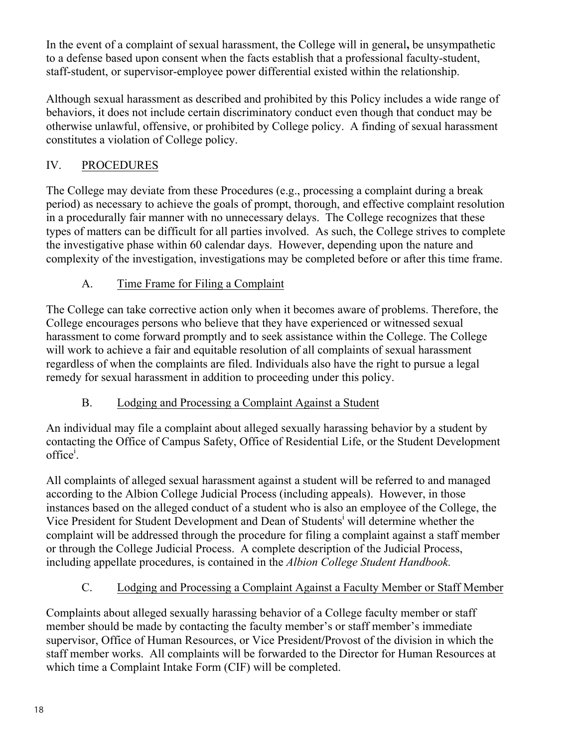In the event of a complaint of sexual harassment, the College will in general**,** be unsympathetic to a defense based upon consent when the facts establish that a professional faculty-student, staff-student, or supervisor-employee power differential existed within the relationship.

Although sexual harassment as described and prohibited by this Policy includes a wide range of behaviors, it does not include certain discriminatory conduct even though that conduct may be otherwise unlawful, offensive, or prohibited by College policy. A finding of sexual harassment constitutes a violation of College policy.

## IV. PROCEDURES

The College may deviate from these Procedures (e.g., processing a complaint during a break period) as necessary to achieve the goals of prompt, thorough, and effective complaint resolution in a procedurally fair manner with no unnecessary delays. The College recognizes that these types of matters can be difficult for all parties involved. As such, the College strives to complete the investigative phase within 60 calendar days. However, depending upon the nature and complexity of the investigation, investigations may be completed before or after this time frame.

### A. Time Frame for Filing a Complaint

The College can take corrective action only when it becomes aware of problems. Therefore, the College encourages persons who believe that they have experienced or witnessed sexual harassment to come forward promptly and to seek assistance within the College. The College will work to achieve a fair and equitable resolution of all complaints of sexual harassment regardless of when the complaints are filed. Individuals also have the right to pursue a legal remedy for sexual harassment in addition to proceeding under this policy.

### B. Lodging and Processing a Complaint Against a Student

An individual may file a complaint about alleged sexually harassing behavior by a student by contacting the Office of Campus Safety, Office of Residential Life, or the Student Development office[i].

All complaints of alleged sexual harassment against a student will be referred to and managed according to the Albion College Judicial Process (including appeals). However, in those instances based on the alleged conduct of a student who is also an employee of the College, the Vice President for Student Development and Dean of Students[i] will determine whether the complaint will be addressed through the procedure for filing a complaint against a staff member or through the College Judicial Process. A complete description of the Judicial Process, including appellate procedures, is contained in the *Albion College Student Handbook.*

### C. Lodging and Processing a Complaint Against a Faculty Member or Staff Member

Complaints about alleged sexually harassing behavior of a College faculty member or staff member should be made by contacting the faculty member's or staff member's immediate supervisor, Office of Human Resources, or Vice President/Provost of the division in which the staff member works. All complaints will be forwarded to the Director for Human Resources at which time a Complaint Intake Form (CIF) will be completed.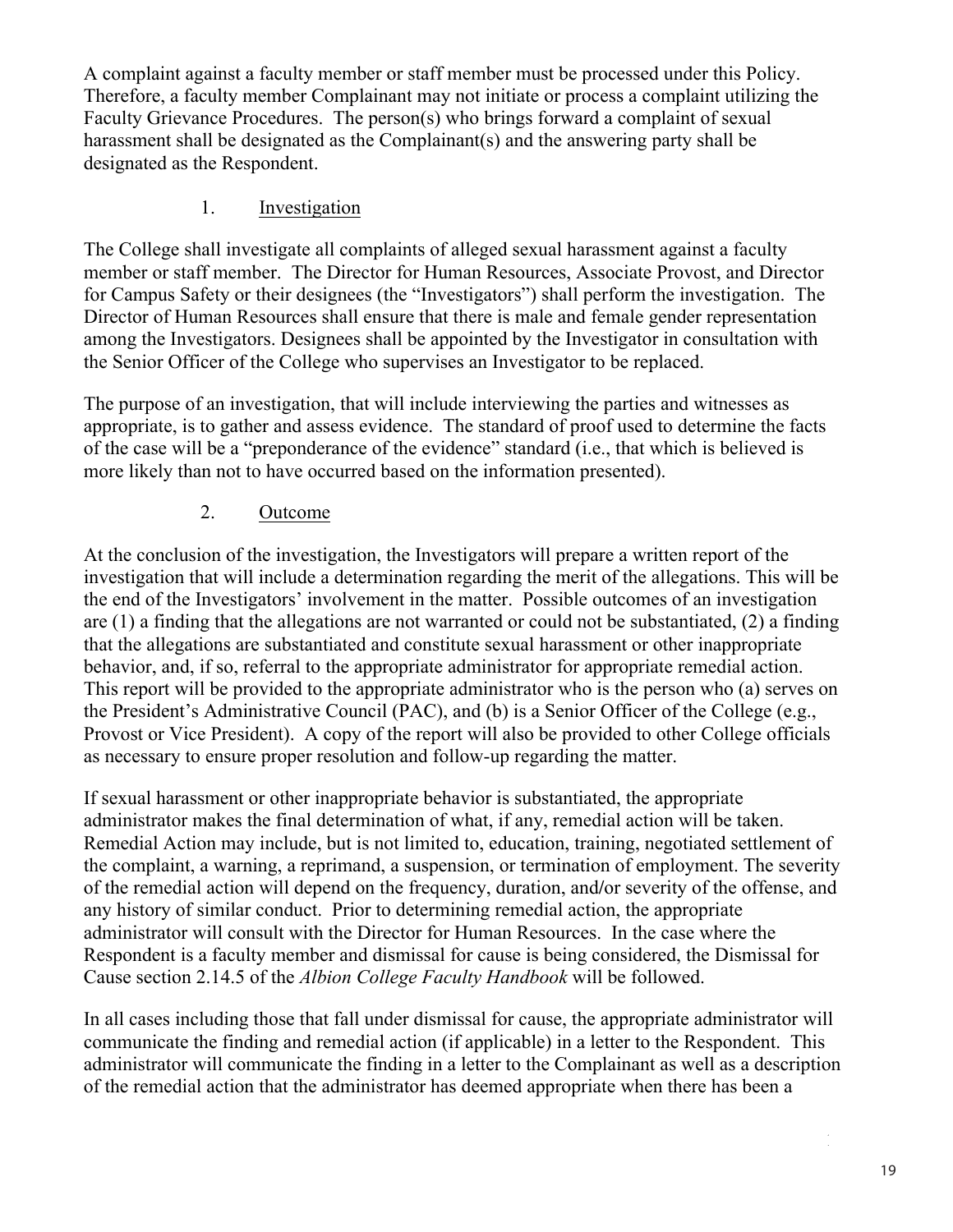A complaint against a faculty member or staff member must be processed under this Policy. Therefore, a faculty member Complainant may not initiate or process a complaint utilizing the Faculty Grievance Procedures. The person(s) who brings forward a complaint of sexual harassment shall be designated as the Complainant(s) and the answering party shall be designated as the Respondent.

1. Investigation

The College shall investigate all complaints of alleged sexual harassment against a faculty member or staff member. The Director for Human Resources, Associate Provost, and Director for Campus Safety or their designees (the "Investigators") shall perform the investigation. The Director of Human Resources shall ensure that there is male and female gender representation among the Investigators. Designees shall be appointed by the Investigator in consultation with the Senior Officer of the College who supervises an Investigator to be replaced.

The purpose of an investigation, that will include interviewing the parties and witnesses as appropriate, is to gather and assess evidence. The standard of proof used to determine the facts of the case will be a "preponderance of the evidence" standard (i.e., that which is believed is more likely than not to have occurred based on the information presented).

2. Outcome

At the conclusion of the investigation, the Investigators will prepare a written report of the investigation that will include a determination regarding the merit of the allegations. This will be the end of the Investigators' involvement in the matter. Possible outcomes of an investigation are (1) a finding that the allegations are not warranted or could not be substantiated, (2) a finding that the allegations are substantiated and constitute sexual harassment or other inappropriate behavior, and, if so, referral to the appropriate administrator for appropriate remedial action. This report will be provided to the appropriate administrator who is the person who (a) serves on the President's Administrative Council (PAC), and (b) is a Senior Officer of the College (e.g., Provost or Vice President). A copy of the report will also be provided to other College officials as necessary to ensure proper resolution and follow-up regarding the matter.

If sexual harassment or other inappropriate behavior is substantiated, the appropriate administrator makes the final determination of what, if any, remedial action will be taken. Remedial Action may include, but is not limited to, education, training, negotiated settlement of the complaint, a warning, a reprimand, a suspension, or termination of employment. The severity of the remedial action will depend on the frequency, duration, and/or severity of the offense, and any history of similar conduct. Prior to determining remedial action, the appropriate administrator will consult with the Director for Human Resources. In the case where the Respondent is a faculty member and dismissal for cause is being considered, the Dismissal for Cause section 2.14.5 of the *Albion College Faculty Handbook* will be followed.

In all cases including those that fall under dismissal for cause, the appropriate administrator will communicate the finding and remedial action (if applicable) in a letter to the Respondent. This administrator will communicate the finding in a letter to the Complainant as well as a description of the remedial action that the administrator has deemed appropriate when there has been a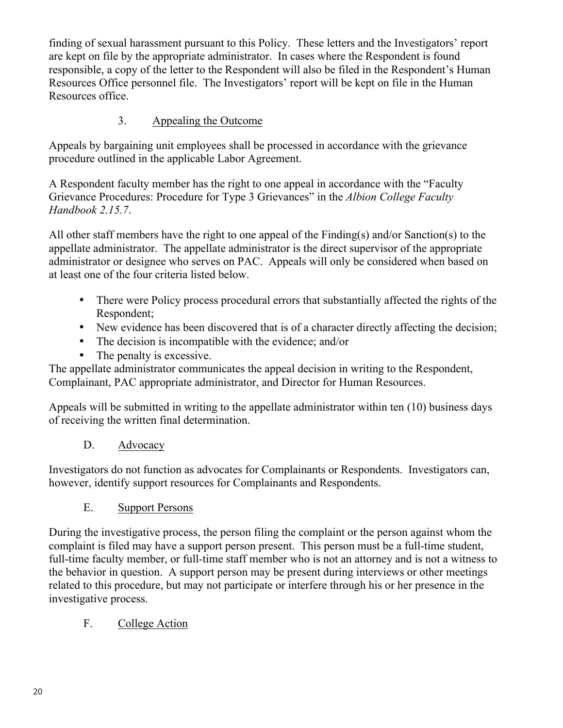finding of sexual harassment pursuant to this Policy. These letters and the Investigators' report are kept on file by the appropriate administrator. In cases where the Respondent is found responsible, a copy of the letter to the Respondent will also be filed in the Respondent's Human Resources Office personnel file. The Investigators' report will be kept on file in the Human Resources office.

### 3. Appealing the Outcome

Appeals by bargaining unit employees shall be processed in accordance with the grievance procedure outlined in the applicable Labor Agreement.

A Respondent faculty member has the right to one appeal in accordance with the "Faculty Grievance Procedures: Procedure for Type 3 Grievances" in the *Albion College Faculty Handbook 2.15.7*.

All other staff members have the right to one appeal of the Finding(s) and/or Sanction(s) to the appellate administrator. The appellate administrator is the direct supervisor of the appropriate administrator or designee who serves on PAC. Appeals will only be considered when based on at least one of the four criteria listed below.

- There were Policy process procedural errors that substantially affected the rights of the Respondent;
- New evidence has been discovered that is of a character directly affecting the decision;
- The decision is incompatible with the evidence; and/or
- The penalty is excessive.

The appellate administrator communicates the appeal decision in writing to the Respondent, Complainant, PAC appropriate administrator, and Director for Human Resources.

Appeals will be submitted in writing to the appellate administrator within ten (10) business days of receiving the written final determination.

## D. Advocacy

Investigators do not function as advocates for Complainants or Respondents. Investigators can, however, identify support resources for Complainants and Respondents.

## E. Support Persons

During the investigative process, the person filing the complaint or the person against whom the complaint is filed may have a support person present. This person must be a full-time student, full-time faculty member, or full-time staff member who is not an attorney and is not a witness to the behavior in question. A support person may be present during interviews or other meetings related to this procedure, but may not participate or interfere through his or her presence in the investigative process.

## F. College Action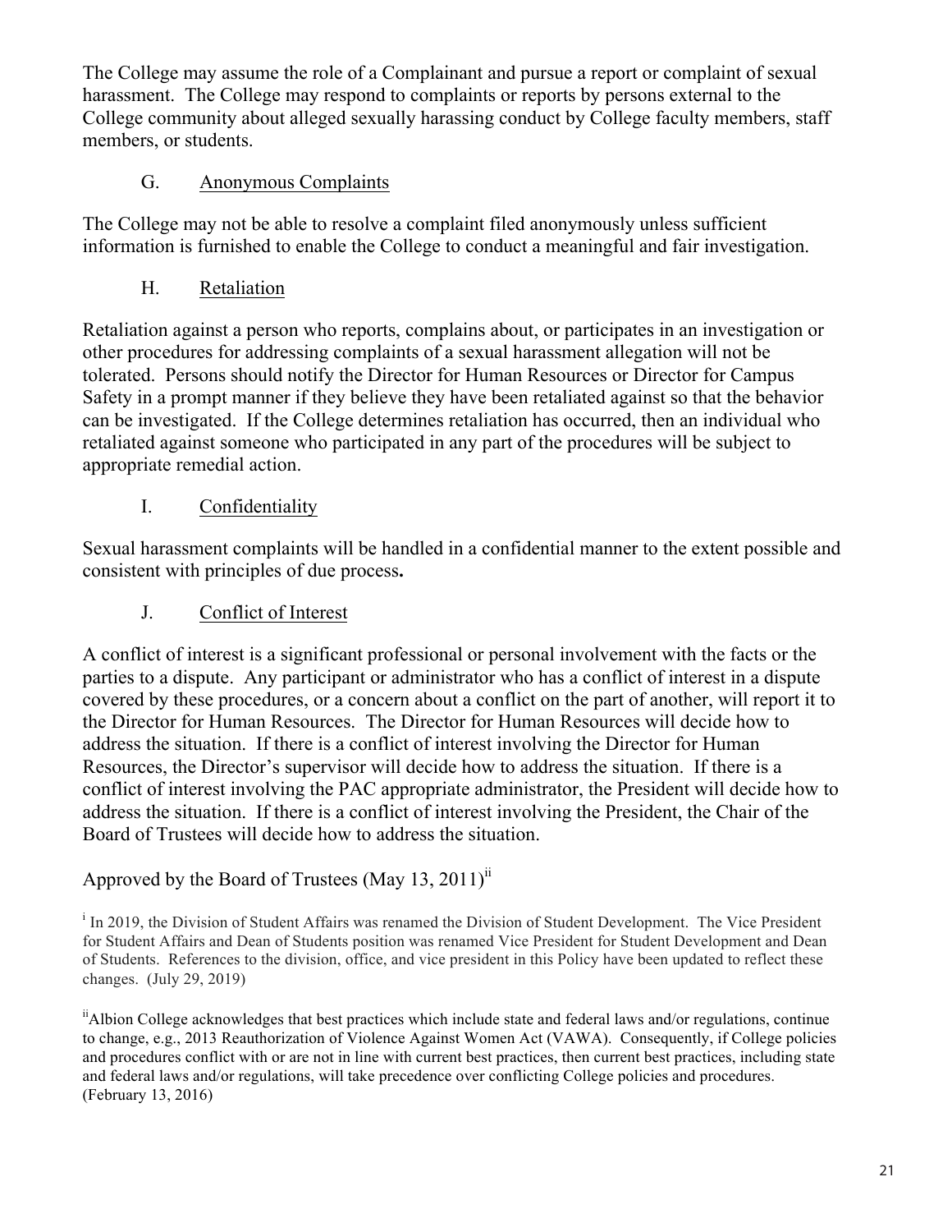The College may assume the role of a Complainant and pursue a report or complaint of sexual harassment. The College may respond to complaints or reports by persons external to the College community about alleged sexually harassing conduct by College faculty members, staff members, or students.

### G. Anonymous Complaints

The College may not be able to resolve a complaint filed anonymously unless sufficient information is furnished to enable the College to conduct a meaningful and fair investigation.

### H. Retaliation

Retaliation against a person who reports, complains about, or participates in an investigation or other procedures for addressing complaints of a sexual harassment allegation will not be tolerated. Persons should notify the Director for Human Resources or Director for Campus Safety in a prompt manner if they believe they have been retaliated against so that the behavior can be investigated. If the College determines retaliation has occurred, then an individual who retaliated against someone who participated in any part of the procedures will be subject to appropriate remedial action.

### I. Confidentiality

Sexual harassment complaints will be handled in a confidential manner to the extent possible and consistent with principles of due process**.**

### J. Conflict of Interest

A conflict of interest is a significant professional or personal involvement with the facts or the parties to a dispute. Any participant or administrator who has a conflict of interest in a dispute covered by these procedures, or a concern about a conflict on the part of another, will report it to the Director for Human Resources. The Director for Human Resources will decide how to address the situation. If there is a conflict of interest involving the Director for Human Resources, the Director's supervisor will decide how to address the situation. If there is a conflict of interest involving the PAC appropriate administrator, the President will decide how to address the situation. If there is a conflict of interest involving the President, the Chair of the Board of Trustees will decide how to address the situation.

Approved by the Board of Trustees (May 13, 2011)[ii]

[i] In 2019, the Division of Student Affairs was renamed the Division of Student Development. The Vice President for Student Affairs and Dean of Students position was renamed Vice President for Student Development and Dean of Students. References to the division, office, and vice president in this Policy have been updated to reflect these changes. (July 29, 2019)

[ii] Albion College acknowledges that best practices which include state and federal laws and/or regulations, continue to change, e.g., 2013 Reauthorization of Violence Against Women Act (VAWA). Consequently, if College policies and procedures conflict with or are not in line with current best practices, then current best practices, including state and federal laws and/or regulations, will take precedence over conflicting College policies and procedures. (February 13, 2016)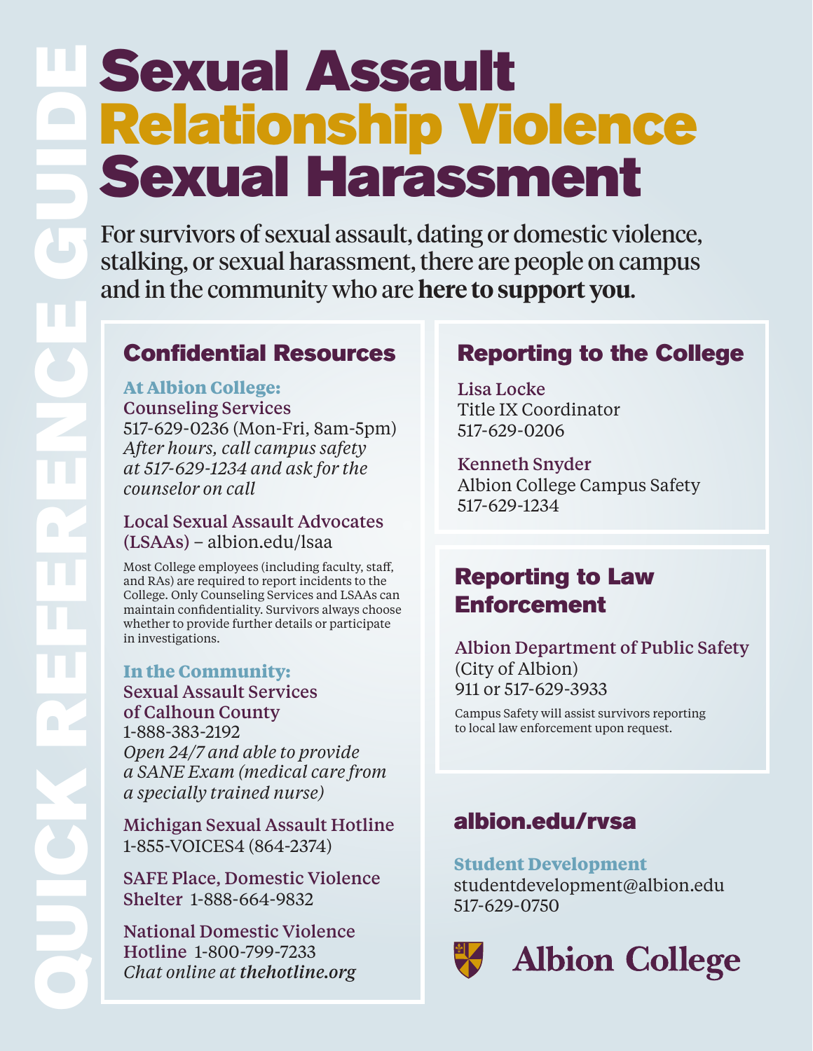QUICK REFERENCE GUIDE

# Sexual Assault
# Relationship Violence
# Sexual Harassment

For survivors of sexual assault, dating or domestic violence, stalking, or sexual harassment, there are people on campus and in the community who are **here to support you**.

## Confidential Resources

**At Albion College:**

**Counseling Services**
517-629-0236 (Mon-Fri, 8am-5pm)
*After hours, call campus safety at 517-629-1234 and ask for the counselor on call*

**Local Sexual Assault Advocates (LSAAs)** – albion.edu/lsaa

Most College employees (including faculty, staff, and RAs) are required to report incidents to the College. Only Counseling Services and LSAAs can maintain confidentiality. Survivors always choose whether to provide further details or participate in investigations.

**In the Community:**

**Sexual Assault Services of Calhoun County**
1-888-383-2192
*Open 24/7 and able to provide a SANE Exam (medical care from a specially trained nurse)*

**Michigan Sexual Assault Hotline**
1-855-VOICES4 (864-2374)

**SAFE Place, Domestic Violence Shelter** 1-888-664-9832

**National Domestic Violence Hotline** 1-800-799-7233
*Chat online at **thehotline.org***

## Reporting to the College

**Lisa Locke**
Title IX Coordinator
517-629-0206

**Kenneth Snyder**
Albion College Campus Safety
517-629-1234

## Reporting to Law Enforcement

**Albion Department of Public Safety**
(City of Albion)
911 or 517-629-3933

Campus Safety will assist survivors reporting to local law enforcement upon request.

## albion.edu/rvsa

**Student Development**
studentdevelopment@albion.edu
517-629-0750

Albion College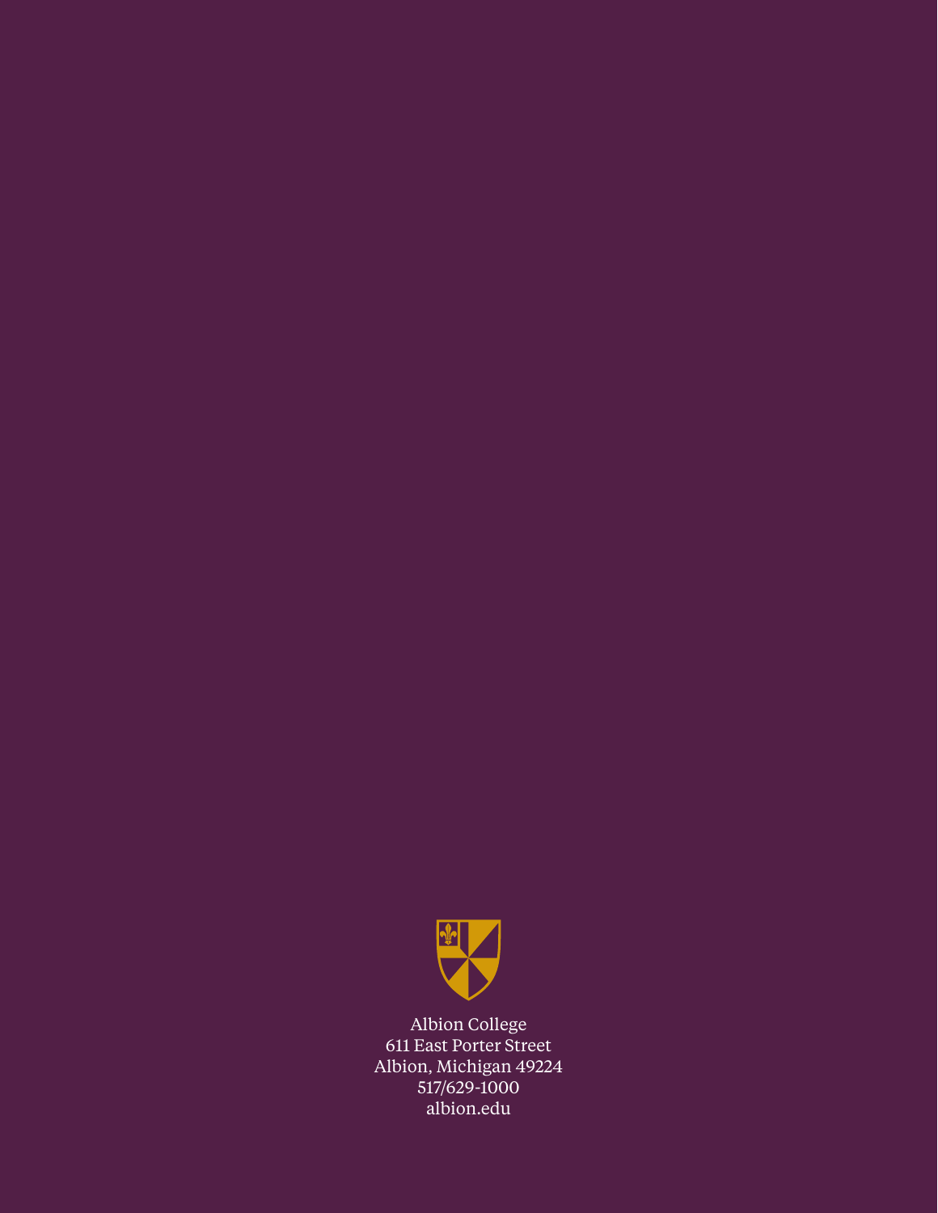Albion College
611 East Porter Street
Albion, Michigan 49224
517/629-1000
albion.edu